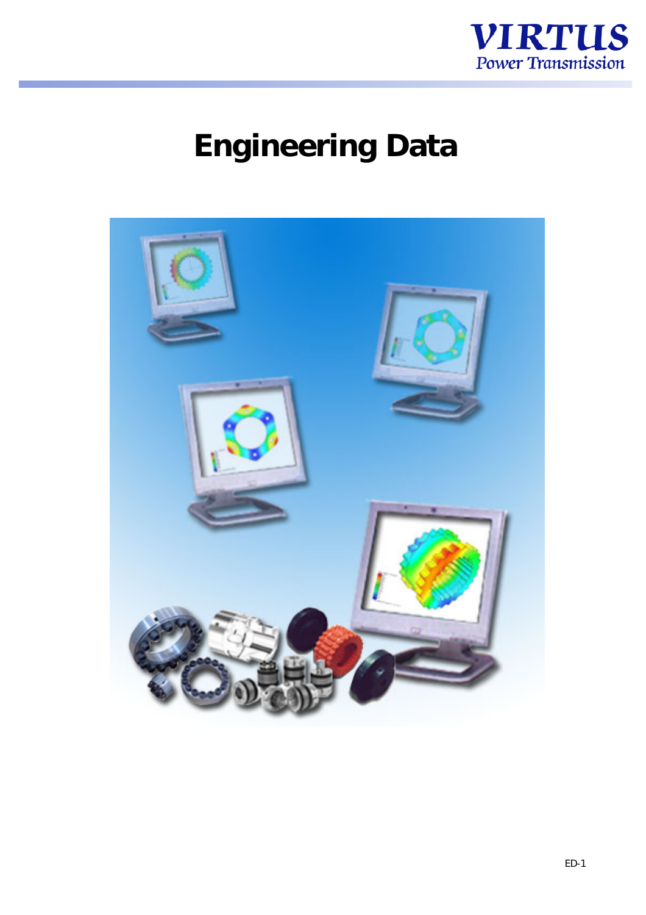VIRTUS
Power Transmission

# Engineering Data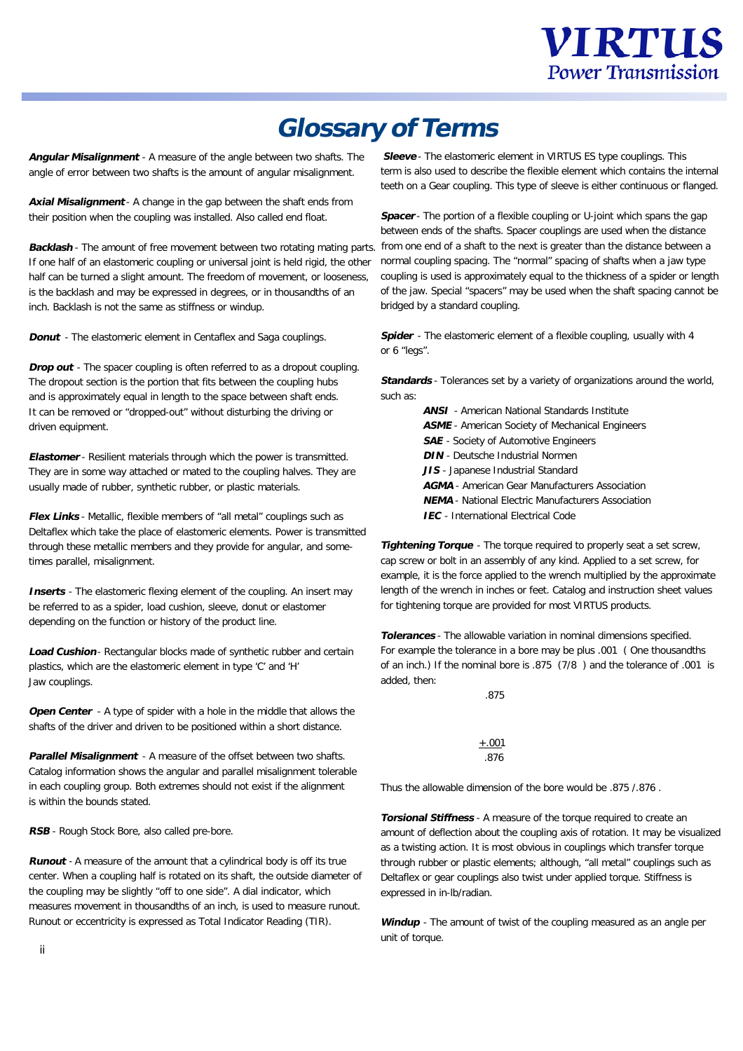# Glossary of Terms

***Angular Misalignment*** - A measure of the angle between two shafts. The angle of error between two shafts is the amount of angular misalignment.

***Axial Misalignment*** - A change in the gap between the shaft ends from their position when the coupling was installed. Also called end float.

***Backlash*** - The amount of free movement between two rotating mating parts. If one half of an elastomeric coupling or universal joint is held rigid, the other half can be turned a slight amount. The freedom of movement, or looseness, is the backlash and may be expressed in degrees, or in thousandths of an inch. Backlash is not the same as stiffness or windup.

***Donut*** - The elastomeric element in Centaflex and Saga couplings.

***Drop out*** - The spacer coupling is often referred to as a dropout coupling. The dropout section is the portion that fits between the coupling hubs and is approximately equal in length to the space between shaft ends. It can be removed or "dropped-out" without disturbing the driving or driven equipment.

***Elastomer*** - Resilient materials through which the power is transmitted. They are in some way attached or mated to the coupling halves. They are usually made of rubber, synthetic rubber, or plastic materials.

***Flex Links*** - Metallic, flexible members of "all metal" couplings such as Deltaflex which take the place of elastomeric elements. Power is transmitted through these metallic members and they provide for angular, and sometimes parallel, misalignment.

***Inserts*** - The elastomeric flexing element of the coupling. An insert may be referred to as a spider, load cushion, sleeve, donut or elastomer depending on the function or history of the product line.

***Load Cushion*** - Rectangular blocks made of synthetic rubber and certain plastics, which are the elastomeric element in type 'C' and 'H' Jaw couplings.

***Open Center*** - A type of spider with a hole in the middle that allows the shafts of the driver and driven to be positioned within a short distance.

***Parallel Misalignment*** - A measure of the offset between two shafts. Catalog information shows the angular and parallel misalignment tolerable in each coupling group. Both extremes should not exist if the alignment is within the bounds stated.

***RSB*** - Rough Stock Bore, also called pre-bore.

***Runout*** - A measure of the amount that a cylindrical body is off its true center. When a coupling half is rotated on its shaft, the outside diameter of the coupling may be slightly "off to one side". A dial indicator, which measures movement in thousandths of an inch, is used to measure runout. Runout or eccentricity is expressed as Total Indicator Reading (TIR).

***Sleeve*** - The elastomeric element in VIRTUS ES type couplings. This term is also used to describe the flexible element which contains the internal teeth on a Gear coupling. This type of sleeve is either continuous or flanged.

***Spacer*** - The portion of a flexible coupling or U-joint which spans the gap between ends of the shafts. Spacer couplings are used when the distance from one end of a shaft to the next is greater than the distance between a normal coupling spacing. The "normal" spacing of shafts when a jaw type coupling is used is approximately equal to the thickness of a spider or length of the jaw. Special "spacers" may be used when the shaft spacing cannot be bridged by a standard coupling.

***Spider*** - The elastomeric element of a flexible coupling, usually with 4 or 6 "legs".

***Standards*** - Tolerances set by a variety of organizations around the world, such as:

- ***ANSI*** - American National Standards Institute
- ***ASME*** - American Society of Mechanical Engineers
- ***SAE*** - Society of Automotive Engineers
- ***DIN*** - Deutsche Industrial Normen
- ***JIS*** - Japanese Industrial Standard
- ***AGMA*** - American Gear Manufacturers Association
- ***NEMA*** - National Electric Manufacturers Association
- ***IEC*** - International Electrical Code

***Tightening Torque*** - The torque required to properly seat a set screw, cap screw or bolt in an assembly of any kind. Applied to a set screw, for example, it is the force applied to the wrench multiplied by the approximate length of the wrench in inches or feet. Catalog and instruction sheet values for tightening torque are provided for most VIRTUS products.

***Tolerances*** - The allowable variation in nominal dimensions specified. For example the tolerance in a bore may be plus .001 ( One thousandths of an inch.) If the nominal bore is .875 (7/8 ) and the tolerance of .001 is added, then:

```
 .875
+.001
 .876
```

Thus the allowable dimension of the bore would be .875 /.876 .

***Torsional Stiffness*** - A measure of the torque required to create an amount of deflection about the coupling axis of rotation. It may be visualized as a twisting action. It is most obvious in couplings which transfer torque through rubber or plastic elements; although, "all metal" couplings such as Deltaflex or gear couplings also twist under applied torque. Stiffness is expressed in in-lb/radian.

***Windup*** - The amount of twist of the coupling measured as an angle per unit of torque.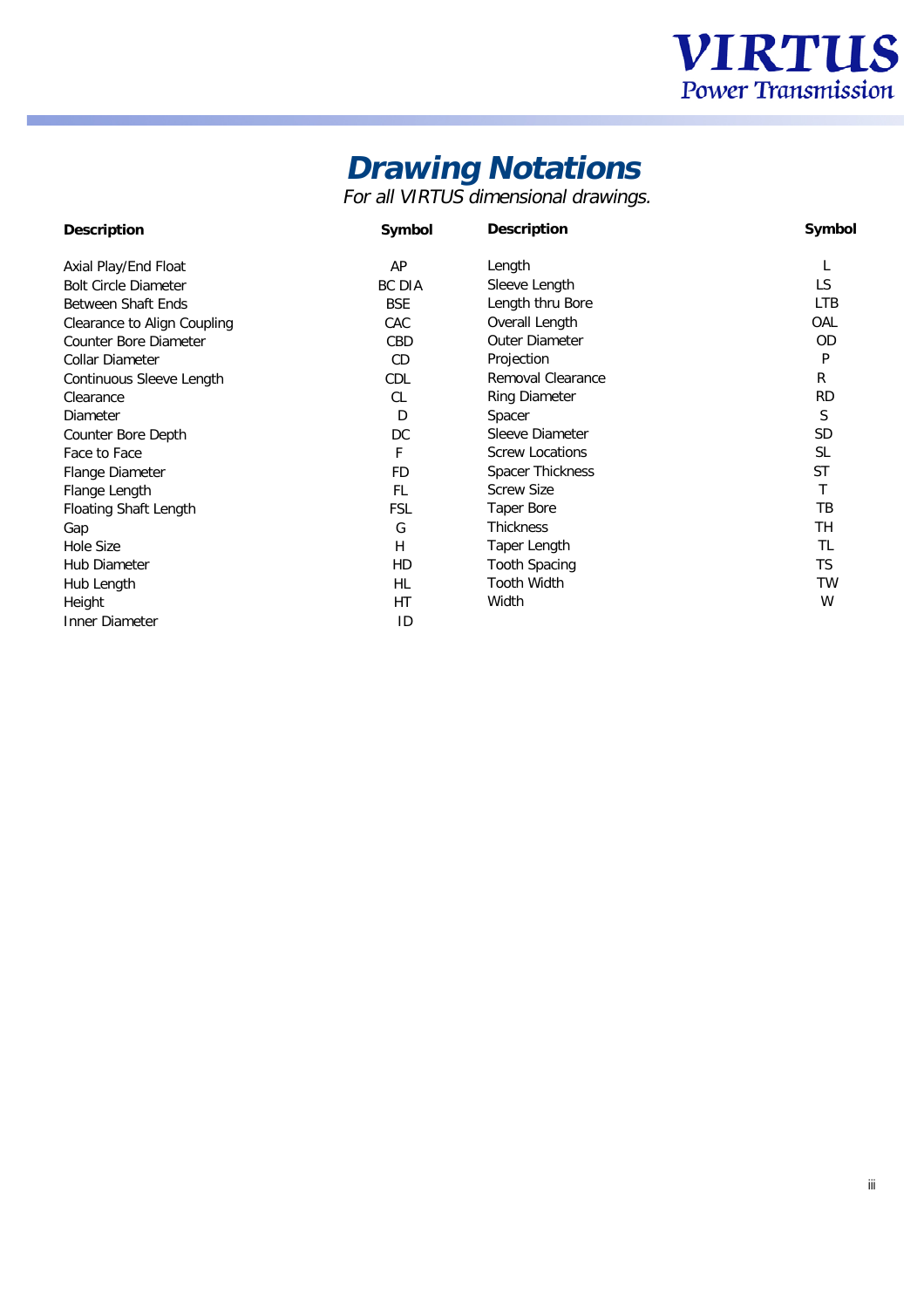# Drawing Notations

*For all VIRTUS dimensional drawings.*

| Description | Symbol | Description | Symbol |
|---|---|---|---|
| Axial Play/End Float | AP | Length | L |
| Bolt Circle Diameter | BC DIA | Sleeve Length | LS |
| Between Shaft Ends | BSE | Length thru Bore | LTB |
| Clearance to Align Coupling | CAC | Overall Length | OAL |
| Counter Bore Diameter | CBD | Outer Diameter | OD |
| Collar Diameter | CD | Projection | P |
| Continuous Sleeve Length | CDL | Removal Clearance | R |
| Clearance | CL | Ring Diameter | RD |
| Diameter | D | Spacer | S |
| Counter Bore Depth | DC | Sleeve Diameter | SD |
| Face to Face | F | Screw Locations | SL |
| Flange Diameter | FD | Spacer Thickness | ST |
| Flange Length | FL | Screw Size | T |
| Floating Shaft Length | FSL | Taper Bore | TB |
| Gap | G | Thickness | TH |
| Hole Size | H | Taper Length | TL |
| Hub Diameter | HD | Tooth Spacing | TS |
| Hub Length | HL | Tooth Width | TW |
| Height | HT | Width | W |
| Inner Diameter | ID | | |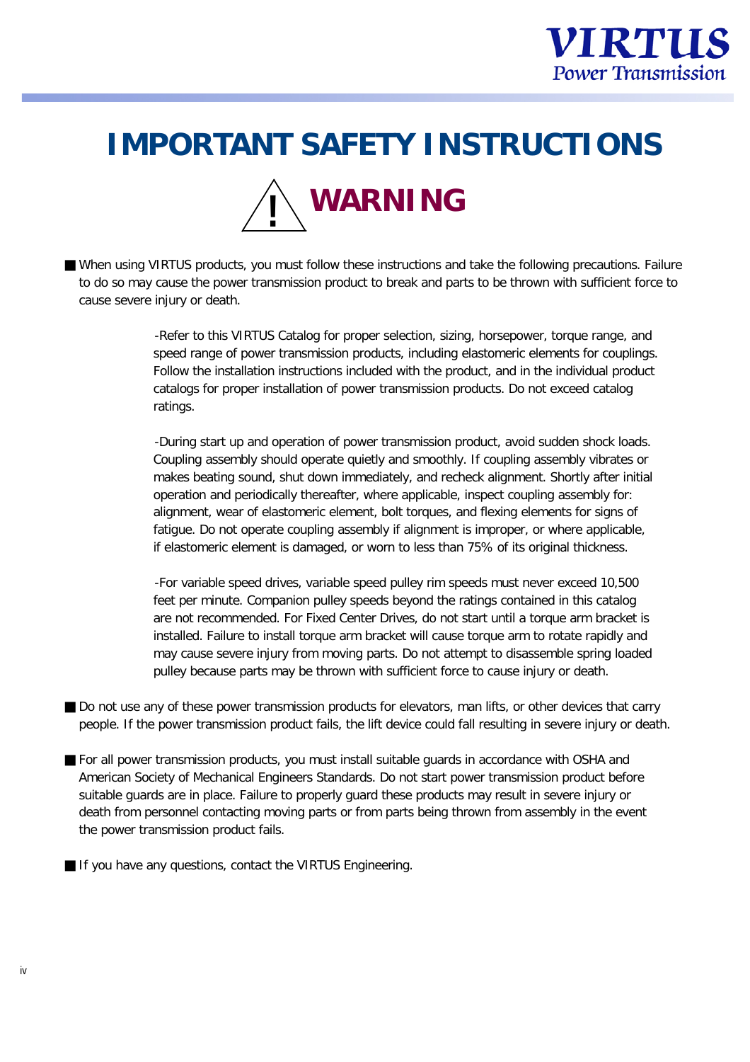# IMPORTANT SAFETY INSTRUCTIONS

## ⚠ WARNING

- When using VIRTUS products, you must follow these instructions and take the following precautions. Failure to do so may cause the power transmission product to break and parts to be thrown with sufficient force to cause severe injury or death.

  -Refer to this VIRTUS Catalog for proper selection, sizing, horsepower, torque range, and speed range of power transmission products, including elastomeric elements for couplings. Follow the installation instructions included with the product, and in the individual product catalogs for proper installation of power transmission products. Do not exceed catalog ratings.

  -During start up and operation of power transmission product, avoid sudden shock loads. Coupling assembly should operate quietly and smoothly. If coupling assembly vibrates or makes beating sound, shut down immediately, and recheck alignment. Shortly after initial operation and periodically thereafter, where applicable, inspect coupling assembly for: alignment, wear of elastomeric element, bolt torques, and flexing elements for signs of fatigue. Do not operate coupling assembly if alignment is improper, or where applicable, if elastomeric element is damaged, or worn to less than 75% of its original thickness.

  -For variable speed drives, variable speed pulley rim speeds must never exceed 10,500 feet per minute. Companion pulley speeds beyond the ratings contained in this catalog are not recommended. For Fixed Center Drives, do not start until a torque arm bracket is installed. Failure to install torque arm bracket will cause torque arm to rotate rapidly and may cause severe injury from moving parts. Do not attempt to disassemble spring loaded pulley because parts may be thrown with sufficient force to cause injury or death.

- Do not use any of these power transmission products for elevators, man lifts, or other devices that carry people. If the power transmission product fails, the lift device could fall resulting in severe injury or death.

- For all power transmission products, you must install suitable guards in accordance with OSHA and American Society of Mechanical Engineers Standards. Do not start power transmission product before suitable guards are in place. Failure to properly guard these products may result in severe injury or death from personnel contacting moving parts or from parts being thrown from assembly in the event the power transmission product fails.

- If you have any questions, contact the VIRTUS Engineering.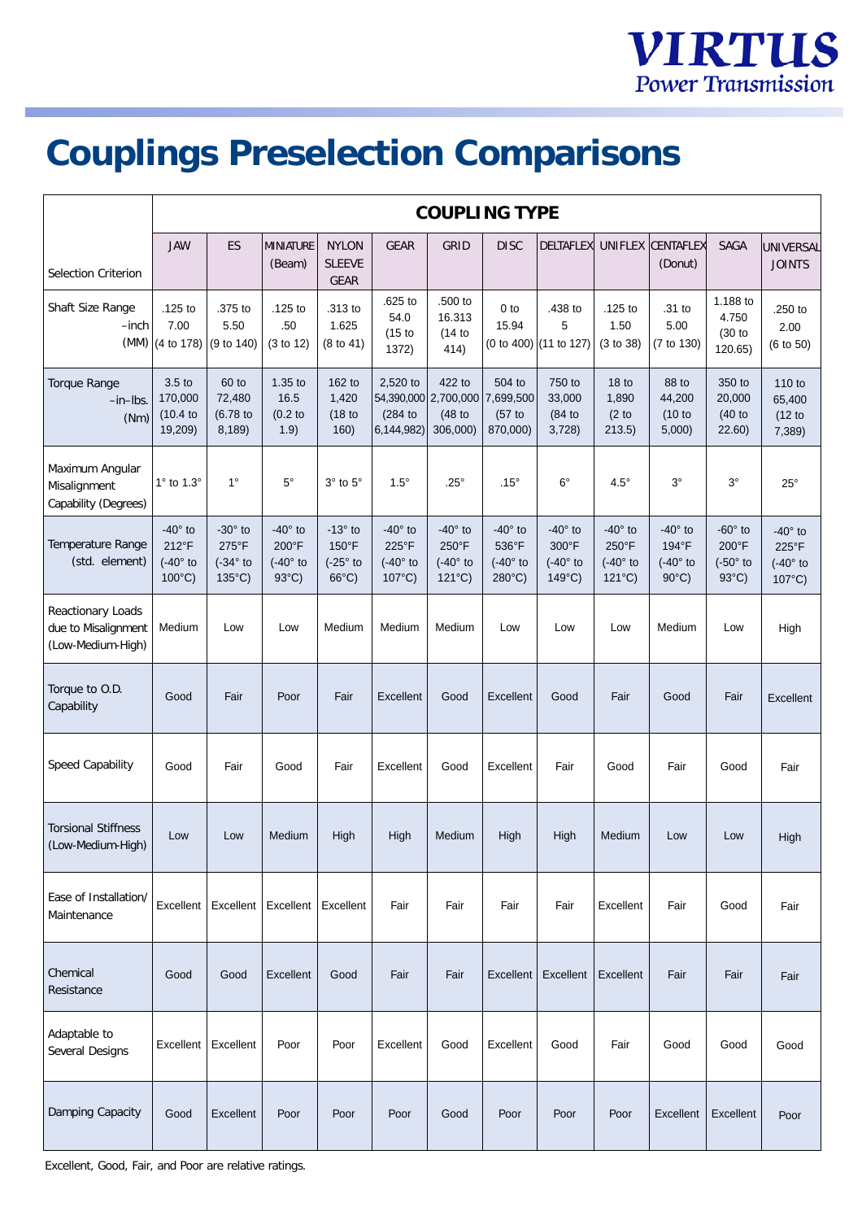# Couplings Preselection Comparisons

| Selection Criterion | COUPLING TYPE | | | | | | | | | | | |
|---|---|---|---|---|---|---|---|---|---|---|---|---|
| | JAW | ES | MINIATURE (Beam) | NYLON SLEEVE GEAR | GEAR | GRID | DISC | DELTAFLEX | UNIFLEX | CENTAFLEX (Donut) | SAGA | UNIVERSAL JOINTS |
| Shaft Size Range –inch (MM) | .125 to 7.00 (4 to 178) | .375 to 5.50 (9 to 140) | .125 to .50 (3 to 12) | .313 to 1.625 (8 to 41) | .625 to 54.0 (15 to 1372) | .500 to 16.313 (14 to 414) | 0 to 15.94 (0 to 400) | .438 to 5 (11 to 127) | .125 to 1.50 (3 to 38) | .31 to 5.00 (7 to 130) | 1.188 to 4.750 (30 to 120.65) | .250 to 2.00 (6 to 50) |
| Torque Range –in–lbs. (Nm) | 3.5 to 170,000 (10.4 to 19,209) | 60 to 72,480 (6.78 to 8,189) | 1.35 to 16.5 (0.2 to 1.9) | 162 to 1,420 (18 to 160) | 2,520 to 54,390,000 (284 to 6,144,982) | 422 to 2,700,000 (48 to 306,000) | 504 to 7,699,500 (57 to 870,000) | 750 to 33,000 (84 to 3,728) | 18 to 1,890 (2 to 213.5) | 88 to 44,200 (10 to 5,000) | 350 to 20,000 (40 to 22.60) | 110 to 65,400 (12 to 7,389) |
| Maximum Angular Misalignment Capability (Degrees) | 1° to 1.3° | 1° | 5° | 3° to 5° | 1.5° | .25° | .15° | 6° | 4.5° | 3° | 3° | 25° |
| Temperature Range (std. element) | -40° to 212°F (-40° to 100°C) | -30° to 275°F (-34° to 135°C) | -40° to 200°F (-40° to 93°C) | -13° to 150°F (-25° to 66°C) | -40° to 225°F (-40° to 107°C) | -40° to 250°F (-40° to 121°C) | -40° to 536°F (-40° to 280°C) | -40° to 300°F (-40° to 149°C) | -40° to 250°F (-40° to 121°C) | -40° to 194°F (-40° to 90°C) | -60° to 200°F (-50° to 93°C) | -40° to 225°F (-40° to 107°C) |
| Reactionary Loads due to Misalignment (Low-Medium-High) | Medium | Low | Low | Medium | Medium | Medium | Low | Low | Low | Medium | Low | High |
| Torque to O.D. Capability | Good | Fair | Poor | Fair | Excellent | Good | Excellent | Good | Fair | Good | Fair | Excellent |
| Speed Capability | Good | Fair | Good | Fair | Excellent | Good | Excellent | Fair | Good | Fair | Good | Fair |
| Torsional Stiffness (Low-Medium-High) | Low | Low | Medium | High | High | Medium | High | High | Medium | Low | Low | High |
| Ease of Installation/ Maintenance | Excellent | Excellent | Excellent | Excellent | Fair | Fair | Fair | Fair | Excellent | Fair | Good | Fair |
| Chemical Resistance | Good | Good | Excellent | Good | Fair | Fair | Excellent | Excellent | Excellent | Fair | Fair | Fair |
| Adaptable to Several Designs | Excellent | Excellent | Poor | Poor | Excellent | Good | Excellent | Good | Fair | Good | Good | Good |
| Damping Capacity | Good | Excellent | Poor | Poor | Poor | Good | Poor | Poor | Poor | Excellent | Excellent | Poor |

Excellent, Good, Fair, and Poor are relative ratings.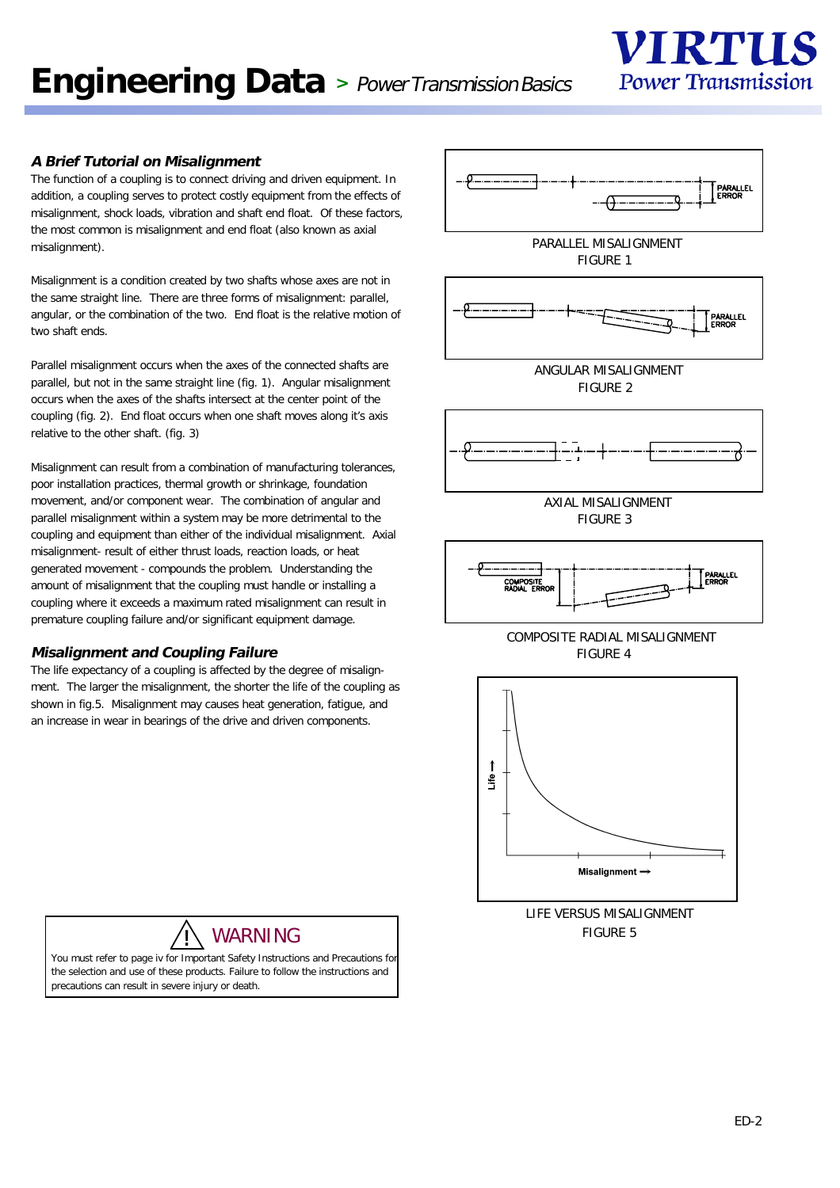# Engineering Data > Power Transmission Basics

## A Brief Tutorial on Misalignment

The function of a coupling is to connect driving and driven equipment. In addition, a coupling serves to protect costly equipment from the effects of misalignment, shock loads, vibration and shaft end float. Of these factors, the most common is misalignment and end float (also known as axial misalignment).

Misalignment is a condition created by two shafts whose axes are not in the same straight line. There are three forms of misalignment: parallel, angular, or the combination of the two. End float is the relative motion of two shaft ends.

Parallel misalignment occurs when the axes of the connected shafts are parallel, but not in the same straight line (fig. 1). Angular misalignment occurs when the axes of the shafts intersect at the center point of the coupling (fig. 2). End float occurs when one shaft moves along it's axis relative to the other shaft. (fig. 3)

Misalignment can result from a combination of manufacturing tolerances, poor installation practices, thermal growth or shrinkage, foundation movement, and/or component wear. The combination of angular and parallel misalignment within a system may be more detrimental to the coupling and equipment than either of the individual misalignment. Axial misalignment- result of either thrust loads, reaction loads, or heat generated movement - compounds the problem. Understanding the amount of misalignment that the coupling must handle or installing a coupling where it exceeds a maximum rated misalignment can result in premature coupling failure and/or significant equipment damage.

## Misalignment and Coupling Failure

The life expectancy of a coupling is affected by the degree of misalignment. The larger the misalignment, the shorter the life of the coupling as shown in fig.5. Misalignment may causes heat generation, fatigue, and an increase in wear in bearings of the drive and driven components.

PARALLEL ERROR

PARALLEL MISALIGNMENT
FIGURE 1

PARALLEL ERROR

ANGULAR MISALIGNMENT
FIGURE 2

AXIAL MISALIGNMENT
FIGURE 3

COMPOSITE RADIAL ERROR

PARALLEL ERROR

COMPOSITE RADIAL MISALIGNMENT
FIGURE 4

Life →

Misalignment →

LIFE VERSUS MISALIGNMENT
FIGURE 5

**WARNING**

You must refer to page iv for Important Safety Instructions and Precautions for the selection and use of these products. Failure to follow the instructions and precautions can result in severe injury or death.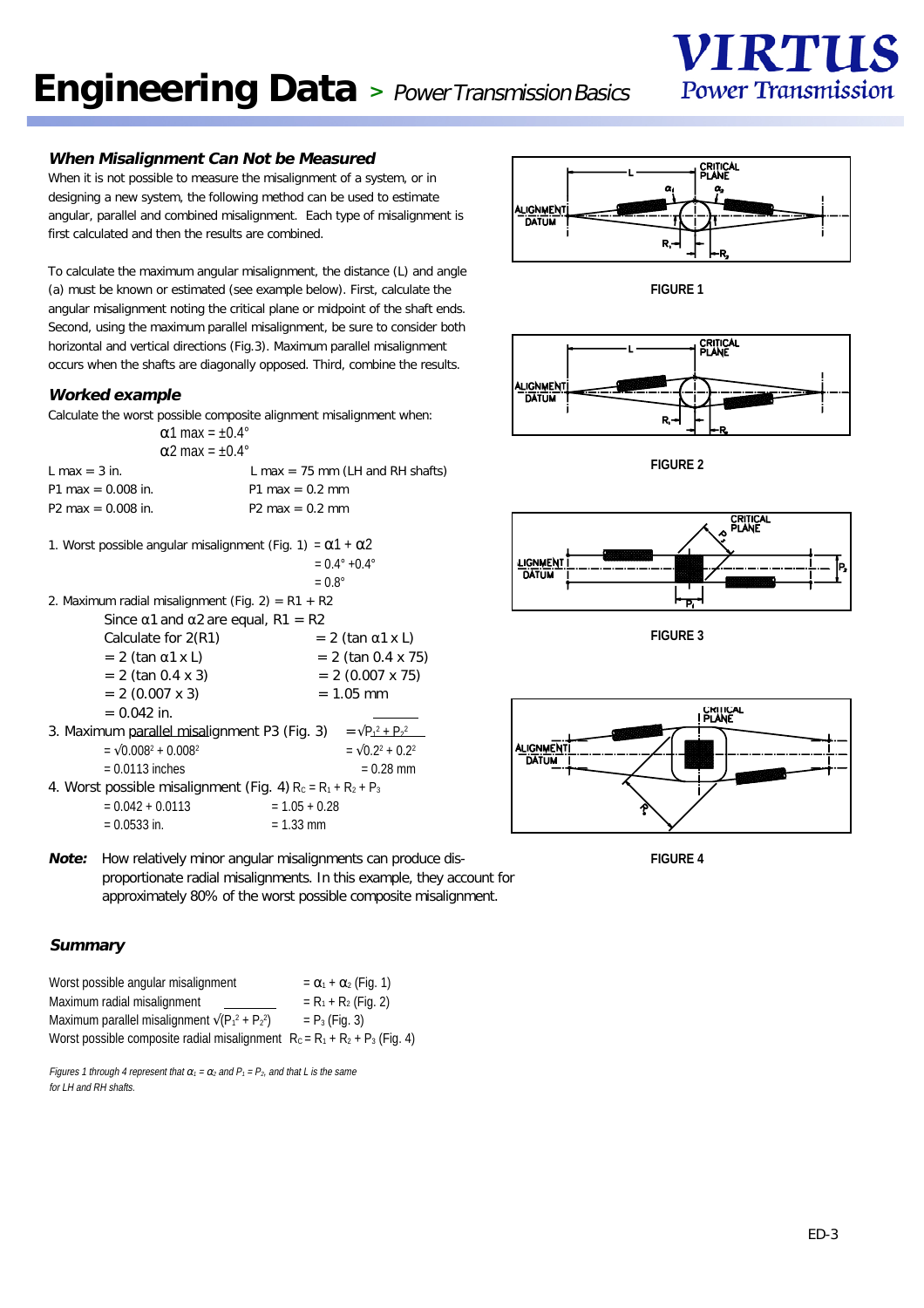# Engineering Data > *Power Transmission Basics*

### *When Misalignment Can Not be Measured*

When it is not possible to measure the misalignment of a system, or in designing a new system, the following method can be used to estimate angular, parallel and combined misalignment. Each type of misalignment is first calculated and then the results are combined.

To calculate the maximum angular misalignment, the distance (L) and angle (a) must be known or estimated (see example below). First, calculate the angular misalignment noting the critical plane or midpoint of the shaft ends. Second, using the maximum parallel misalignment, be sure to consider both horizontal and vertical directions (Fig.3). Maximum parallel misalignment occurs when the shafts are diagonally opposed. Third, combine the results.

### *Worked example*

Calculate the worst possible composite alignment misalignment when:

$\alpha 1$ max = ±0.4°

$\alpha 2$ max = ±0.4°

| | |
|---|---|
| L max = 3 in. | L max = 75 mm (LH and RH shafts) |
| P1 max = 0.008 in. | P1 max = 0.2 mm |
| P2 max = 0.008 in. | P2 max = 0.2 mm |

1. Worst possible angular misalignment (Fig. 1) $= \alpha 1 + \alpha 2$
   $= 0.4° + 0.4°$
   $= 0.8°$

2. Maximum radial misalignment (Fig. 2) = R1 + R2
   Since $\alpha 1$ and $\alpha 2$ are equal, R1 = R2

| Calculate for 2(R1) | |
|---|---|
| $= 2 (\tan \alpha 1 \times L)$ | $= 2 (\tan 0.4 \times 75)$ |
| $= 2 (\tan 0.4 \times 3)$ | $= 2 (0.007 \times 75)$ |
| $= 2 (0.007 \times 3)$ | $= 1.05$ mm |
| $= 0.042$ in. | |

3. Maximum parallel misalignment P3 (Fig. 3) $= \sqrt{P_1^2 + P_2^2}$

| | |
|---|---|
| $= \sqrt{0.008^2 + 0.008^2}$ | $= \sqrt{0.2^2 + 0.2^2}$ |
| $= 0.0113$ inches | $= 0.28$ mm |

4. Worst possible misalignment (Fig. 4) $R_C = R_1 + R_2 + P_3$

| | |
|---|---|
| $= 0.042 + 0.0113$ | $= 1.05 + 0.28$ |
| $= 0.0533$ in. | $= 1.33$ mm |

**Note:** How relatively minor angular misalignments can produce disproportionate radial misalignments. In this example, they account for approximately 80% of the worst possible composite misalignment.

FIGURE 1

FIGURE 2

FIGURE 3

FIGURE 4

### *Summary*

| | |
|---|---|
| Worst possible angular misalignment | $= \alpha_1 + \alpha_2$ (Fig. 1) |
| Maximum radial misalignment | $= R_1 + R_2$ (Fig. 2) |
| Maximum parallel misalignment $\sqrt{P_1^2 + P_2^2}$ | $= P_3$ (Fig. 3) |
| Worst possible composite radial misalignment | $R_C = R_1 + R_2 + P_3$ (Fig. 4) |

*Figures 1 through 4 represent that $\alpha_1 = \alpha_2$ and $P_1 = P_2$, and that L is the same for LH and RH shafts.*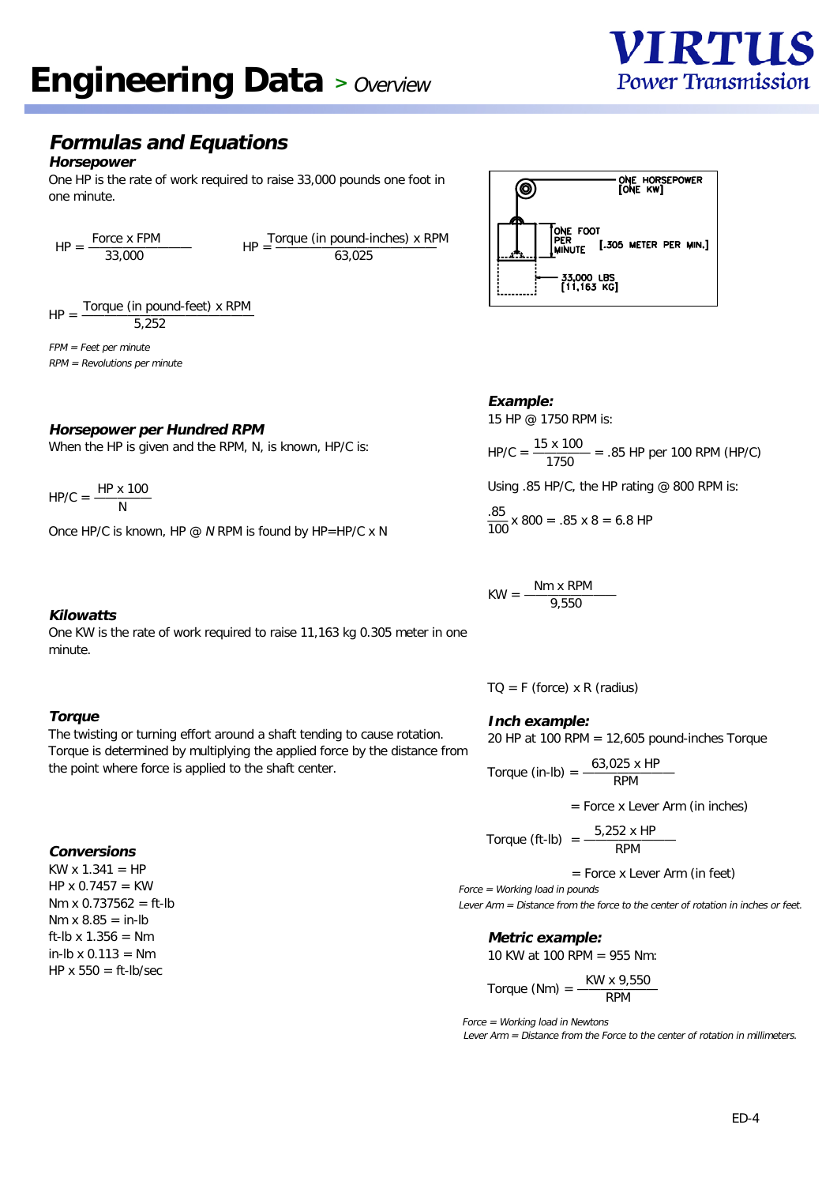# Engineering Data > Overview

## Formulas and Equations

### Horsepower

One HP is the rate of work required to raise 33,000 pounds one foot in one minute.

$$HP = \frac{\text{Force} \times \text{FPM}}{33{,}000}$$

$$HP = \frac{\text{Torque (in pound-inches)} \times \text{RPM}}{63{,}025}$$

$$HP = \frac{\text{Torque (in pound-feet)} \times \text{RPM}}{5{,}252}$$

*FPM = Feet per minute*
*RPM = Revolutions per minute*

ONE HORSEPOWER [ONE KW]
ONE FOOT PER MINUTE [.305 METER PER MIN.]
33,000 LBS [11,163 KG]

### Horsepower per Hundred RPM

When the HP is given and the RPM, N, is known, HP/C is:

$$HP/C = \frac{HP \times 100}{N}$$

Once HP/C is known, HP @ *N* RPM is found by HP=HP/C x N

**Example:**
15 HP @ 1750 RPM is:

$$HP/C = \frac{15 \times 100}{1750} = .85 \text{ HP per 100 RPM (HP/C)}$$

Using .85 HP/C, the HP rating @ 800 RPM is:

$$\frac{.85}{100} \times 800 = .85 \times 8 = 6.8 \text{ HP}$$

### Kilowatts

One KW is the rate of work required to raise 11,163 kg 0.305 meter in one minute.

$$KW = \frac{\text{Nm} \times \text{RPM}}{9{,}550}$$

### Torque

The twisting or turning effort around a shaft tending to cause rotation. Torque is determined by multiplying the applied force by the distance from the point where force is applied to the shaft center.

TQ = F (force) x R (radius)

**Inch example:**
20 HP at 100 RPM = 12,605 pound-inches Torque

$$\text{Torque (in-lb)} = \frac{63{,}025 \times HP}{RPM}$$

= Force x Lever Arm (in inches)

$$\text{Torque (ft-lb)} = \frac{5{,}252 \times HP}{RPM}$$

= Force x Lever Arm (in feet)

*Force = Working load in pounds*
*Lever Arm = Distance from the force to the center of rotation in inches or feet.*

**Metric example:**
10 KW at 100 RPM = 955 Nm:

$$\text{Torque (Nm)} = \frac{KW \times 9{,}550}{RPM}$$

*Force = Working load in Newtons*
*Lever Arm = Distance from the Force to the center of rotation in millimeters.*

### Conversions

KW x 1.341 = HP
HP x 0.7457 = KW
Nm x 0.737562 = ft-lb
Nm x 8.85 = in-lb
ft-lb x 1.356 = Nm
in-lb x 0.113 = Nm
HP x 550 = ft-lb/sec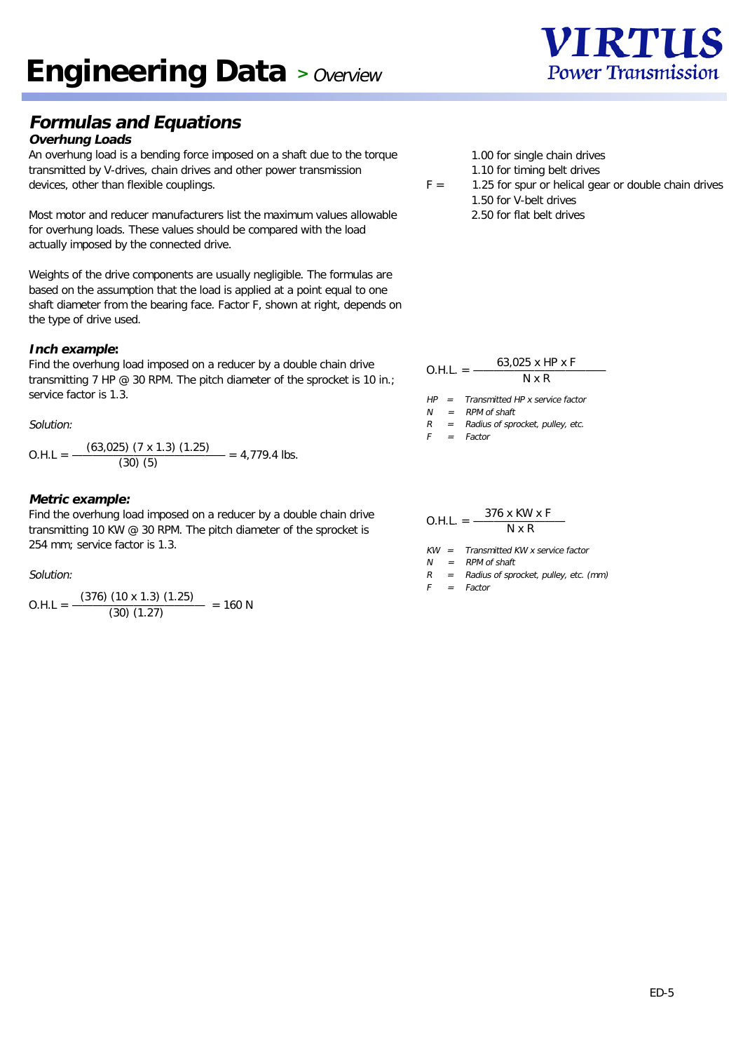# Engineering Data > *Overview*

## *Formulas and Equations*

### *Overhung Loads*

An overhung load is a bending force imposed on a shaft due to the torque transmitted by V-drives, chain drives and other power transmission devices, other than flexible couplings.

Most motor and reducer manufacturers list the maximum values allowable for overhung loads. These values should be compared with the load actually imposed by the connected drive.

Weights of the drive components are usually negligible. The formulas are based on the assumption that the load is applied at a point equal to one shaft diameter from the bearing face. Factor F, shown at right, depends on the type of drive used.

F =
- 1.00 for single chain drives
- 1.10 for timing belt drives
- 1.25 for spur or helical gear or double chain drives
- 1.50 for V-belt drives
- 2.50 for flat belt drives

### *Inch example:*

Find the overhung load imposed on a reducer by a double chain drive transmitting 7 HP @ 30 RPM. The pitch diameter of the sprocket is 10 in.; service factor is 1.3.

*Solution:*

$$O.H.L = \frac{(63{,}025)\ (7 \times 1.3)\ (1.25)}{(30)\ (5)} = 4{,}779.4 \text{ lbs.}$$

$$O.H.L. = \frac{63{,}025 \times HP \times F}{N \times R}$$

*HP = Transmitted HP x service factor*
*N = RPM of shaft*
*R = Radius of sprocket, pulley, etc.*
*F = Factor*

### *Metric example:*

Find the overhung load imposed on a reducer by a double chain drive transmitting 10 KW @ 30 RPM. The pitch diameter of the sprocket is 254 mm; service factor is 1.3.

*Solution:*

$$O.H.L = \frac{(376)\ (10 \times 1.3)\ (1.25)}{(30)\ (1.27)} = 160 \text{ N}$$

$$O.H.L. = \frac{376 \times KW \times F}{N \times R}$$

*KW = Transmitted KW x service factor*
*N = RPM of shaft*
*R = Radius of sprocket, pulley, etc. (mm)*
*F = Factor*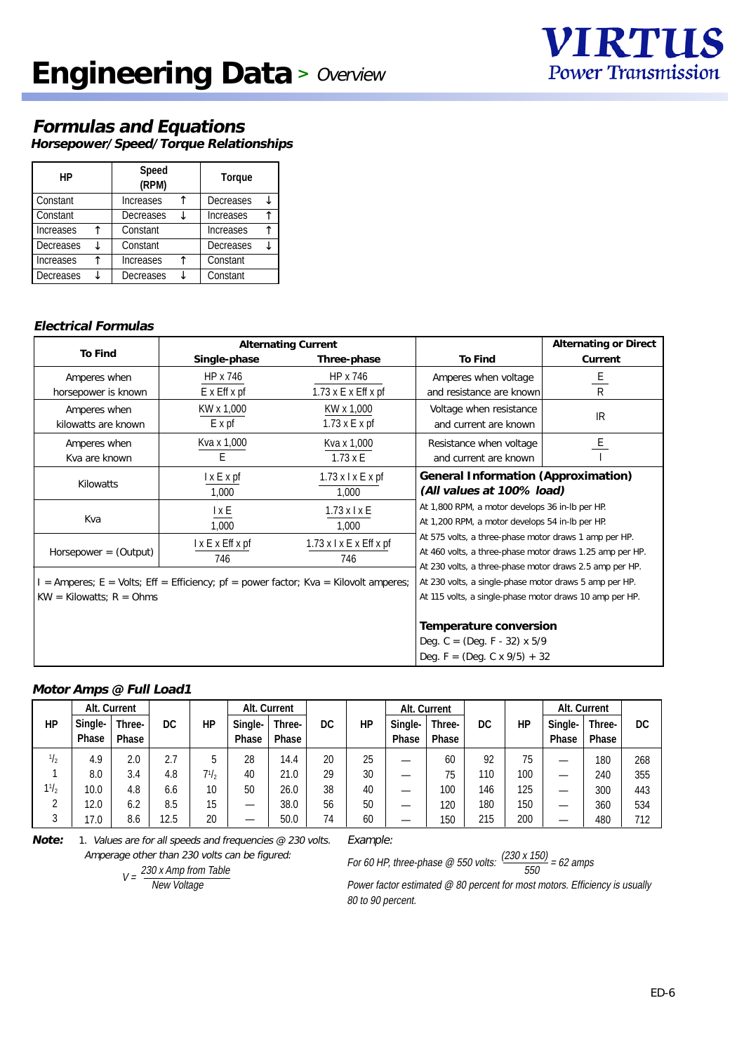# Engineering Data > *Overview*

VIRTUS Power Transmission

## *Formulas and Equations*

### *Horsepower/Speed/Torque Relationships*

| HP | Speed (RPM) | Torque |
|---|---|---|
| Constant | Increases ↑ | Decreases ↓ |
| Constant | Decreases ↓ | Increases ↑ |
| Increases ↑ | Constant | Increases ↑ |
| Decreases ↓ | Constant | Decreases ↓ |
| Increases ↑ | Increases ↑ | Constant |
| Decreases ↓ | Decreases ↓ | Constant |

### *Electrical Formulas*

| To Find | Alternating Current: Single-phase | Alternating Current: Three-phase |
|---|---|---|
| Amperes when horsepower is known | $\frac{HP \times 746}{E \times Eff \times pf}$ | $\frac{HP \times 746}{1.73 \times E \times Eff \times pf}$ |
| Amperes when kilowatts are known | $\frac{KW \times 1{,}000}{E \times pf}$ | $\frac{KW \times 1{,}000}{1.73 \times E \times pf}$ |
| Amperes when Kva are known | $\frac{Kva \times 1{,}000}{E}$ | $\frac{Kva \times 1{,}000}{1.73 \times E}$ |
| Kilowatts | $\frac{I \times E \times pf}{1{,}000}$ | $\frac{1.73 \times I \times E \times pf}{1{,}000}$ |
| Kva | $\frac{I \times E}{1{,}000}$ | $\frac{1.73 \times I \times E}{1{,}000}$ |
| Horsepower = (Output) | $\frac{I \times E \times Eff \times pf}{746}$ | $\frac{1.73 \times I \times E \times Eff \times pf}{746}$ |

I = Amperes; E = Volts; Eff = Efficiency; pf = power factor; Kva = Kilovolt amperes; KW = Kilowatts; R = Ohms

| To Find | Alternating or Direct Current |
|---|---|
| Amperes when voltage and resistance are known | $\frac{E}{R}$ |
| Voltage when resistance and current are known | IR |
| Resistance when voltage and current are known | $\frac{E}{I}$ |

**General Information (Approximation)**
***(All values at 100% load)***

At 1,800 RPM, a motor develops 36 in-lb per HP.
At 1,200 RPM, a motor develops 54 in-lb per HP.
At 575 volts, a three-phase motor draws 1 amp per HP.
At 460 volts, a three-phase motor draws 1.25 amp per HP.
At 230 volts, a three-phase motor draws 2.5 amp per HP.
At 230 volts, a single-phase motor draws 5 amp per HP.
At 115 volts, a single-phase motor draws 10 amp per HP.

**Temperature conversion**

Deg. C = (Deg. F - 32) x 5/9
Deg. F = (Deg. C x 9/5) + 32

### *Motor Amps @ Full Load1*

| HP | Alt. Current Single-Phase | Alt. Current Three-Phase | DC | HP | Alt. Current Single-Phase | Alt. Current Three-Phase | DC | HP | Alt. Current Single-Phase | Alt. Current Three-Phase | DC | HP | Alt. Current Single-Phase | Alt. Current Three-Phase | DC |
|---|---|---|---|---|---|---|---|---|---|---|---|---|---|---|---|
| 1/2 | 4.9 | 2.0 | 2.7 | 5 | 28 | 14.4 | 20 | 25 | — | 60 | 92 | 75 | — | 180 | 268 |
| 1 | 8.0 | 3.4 | 4.8 | 7 1/2 | 40 | 21.0 | 29 | 30 | — | 75 | 110 | 100 | — | 240 | 355 |
| 1 1/2 | 10.0 | 4.8 | 6.6 | 10 | 50 | 26.0 | 38 | 40 | — | 100 | 146 | 125 | — | 300 | 443 |
| 2 | 12.0 | 6.2 | 8.5 | 15 | — | 38.0 | 56 | 50 | — | 120 | 180 | 150 | — | 360 | 534 |
| 3 | 17.0 | 8.6 | 12.5 | 20 | — | 50.0 | 74 | 60 | — | 150 | 215 | 200 | — | 480 | 712 |

***Note:*** 1. *Values are for all speeds and frequencies @ 230 volts. Amperage other than 230 volts can be figured:*

$$V = \frac{230 \times \text{Amp from Table}}{\text{New Voltage}}$$

*Example:*

*For 60 HP, three-phase @ 550 volts:* $\frac{(230 \times 150)}{550} = 62$ *amps*

*Power factor estimated @ 80 percent for most motors. Efficiency is usually 80 to 90 percent.*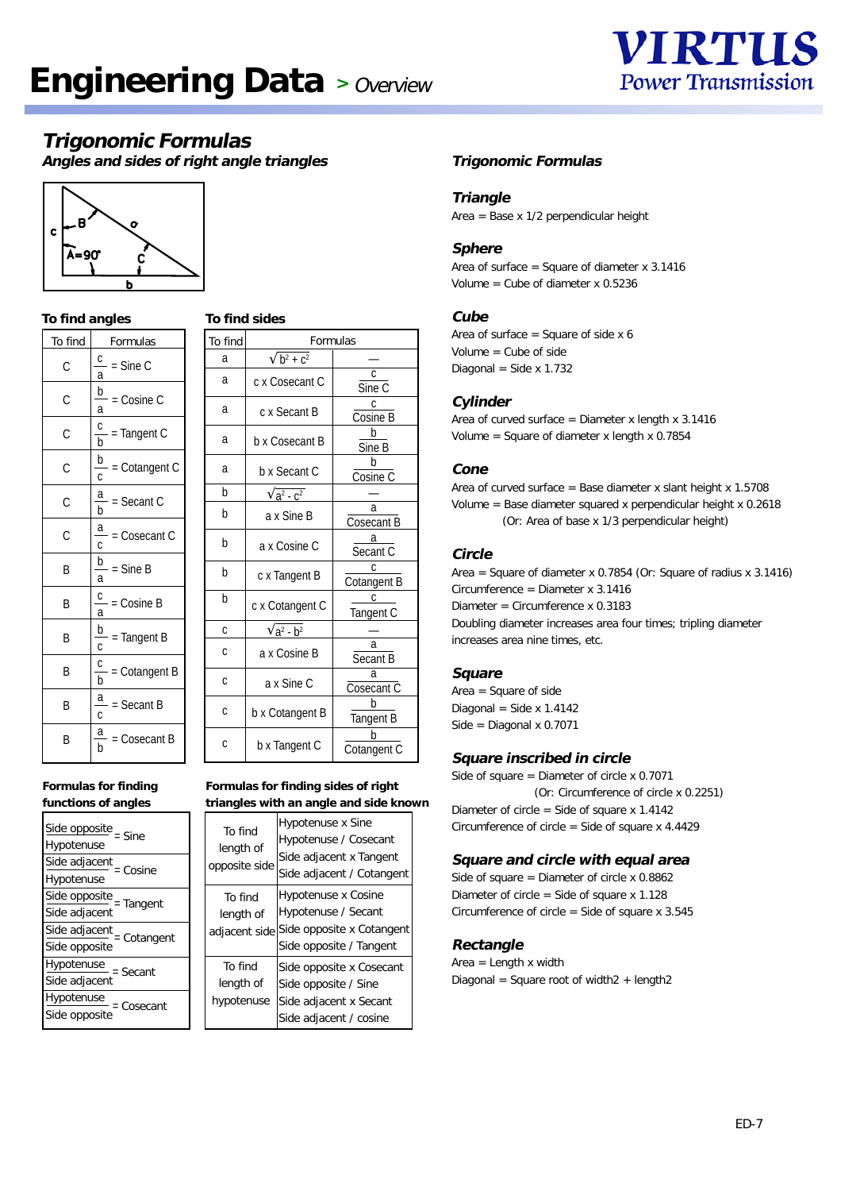# Engineering Data > *Overview*

## *Trigonomic Formulas*

### *Angles and sides of right angle triangles*

### To find angles

| To find | Formulas |
|---|---|
| C | $\frac{c}{a}$ = Sine C |
| C | $\frac{b}{a}$ = Cosine C |
| C | $\frac{c}{b}$ = Tangent C |
| C | $\frac{b}{c}$ = Cotangent C |
| C | $\frac{a}{b}$ = Secant C |
| C | $\frac{a}{c}$ = Cosecant C |
| B | $\frac{b}{a}$ = Sine B |
| B | $\frac{c}{a}$ = Cosine B |
| B | $\frac{b}{c}$ = Tangent B |
| B | $\frac{c}{b}$ = Cotangent B |
| B | $\frac{a}{c}$ = Secant B |
| B | $\frac{a}{b}$ = Cosecant B |

### To find sides

| To find | Formulas | |
|---|---|---|
| a | $\sqrt{b^2 + c^2}$ | — |
| a | c x Cosecant C | $\frac{c}{\text{Sine C}}$ |
| a | c x Secant B | $\frac{c}{\text{Cosine B}}$ |
| a | b x Cosecant B | $\frac{b}{\text{Sine B}}$ |
| a | b x Secant C | $\frac{b}{\text{Cosine C}}$ |
| b | $\sqrt{a^2 - c^2}$ | — |
| b | a x Sine B | $\frac{a}{\text{Cosecant B}}$ |
| b | a x Cosine C | $\frac{a}{\text{Secant C}}$ |
| b | c x Tangent B | $\frac{c}{\text{Cotangent B}}$ |
| b | c x Cotangent C | $\frac{c}{\text{Tangent C}}$ |
| c | $\sqrt{a^2 - b^2}$ | — |
| c | a x Cosine B | $\frac{a}{\text{Secant B}}$ |
| c | a x Sine C | $\frac{a}{\text{Cosecant C}}$ |
| c | b x Cotangent B | $\frac{b}{\text{Tangent B}}$ |
| c | b x Tangent C | $\frac{b}{\text{Cotangent C}}$ |

### Formulas for finding functions of angles

| |
|---|
| $\frac{\text{Side opposite}}{\text{Hypotenuse}}$ = Sine |
| $\frac{\text{Side adjacent}}{\text{Hypotenuse}}$ = Cosine |
| $\frac{\text{Side opposite}}{\text{Side adjacent}}$ = Tangent |
| $\frac{\text{Side adjacent}}{\text{Side opposite}}$ = Cotangent |
| $\frac{\text{Hypotenuse}}{\text{Side adjacent}}$ = Secant |
| $\frac{\text{Hypotenuse}}{\text{Side opposite}}$ = Cosecant |

### Formulas for finding sides of right triangles with an angle and side known

| | |
|---|---|
| To find length of opposite side | Hypotenuse x Sine<br>Hypotenuse / Cosecant<br>Side adjacent x Tangent<br>Side adjacent / Cotangent |
| To find length of adjacent side | Hypotenuse x Cosine<br>Hypotenuse / Secant<br>Side opposite x Cotangent<br>Side opposite / Tangent |
| To find length of hypotenuse | Side opposite x Cosecant<br>Side opposite / Sine<br>Side adjacent x Secant<br>Side adjacent / cosine |

## *Trigonomic Formulas*

### *Triangle*

Area = Base x 1/2 perpendicular height

### *Sphere*

Area of surface = Square of diameter x 3.1416
Volume = Cube of diameter x 0.5236

### *Cube*

Area of surface = Square of side x 6
Volume = Cube of side
Diagonal = Side x 1.732

### *Cylinder*

Area of curved surface = Diameter x length x 3.1416
Volume = Square of diameter x length x 0.7854

### *Cone*

Area of curved surface = Base diameter x slant height x 1.5708
Volume = Base diameter squared x perpendicular height x 0.2618
(Or: Area of base x 1/3 perpendicular height)

### *Circle*

Area = Square of diameter x 0.7854 (Or: Square of radius x 3.1416)
Circumference = Diameter x 3.1416
Diameter = Circumference x 0.3183
Doubling diameter increases area four times; tripling diameter increases area nine times, etc.

### *Square*

Area = Square of side
Diagonal = Side x 1.4142
Side = Diagonal x 0.7071

### *Square inscribed in circle*

Side of square = Diameter of circle x 0.7071
(Or: Circumference of circle x 0.2251)
Diameter of circle = Side of square x 1.4142
Circumference of circle = Side of square x 4.4429

### *Square and circle with equal area*

Side of square = Diameter of circle x 0.8862
Diameter of circle = Side of square x 1.128
Circumference of circle = Side of square x 3.545

### *Rectangle*

Area = Length x width
Diagonal = Square root of width2 + length2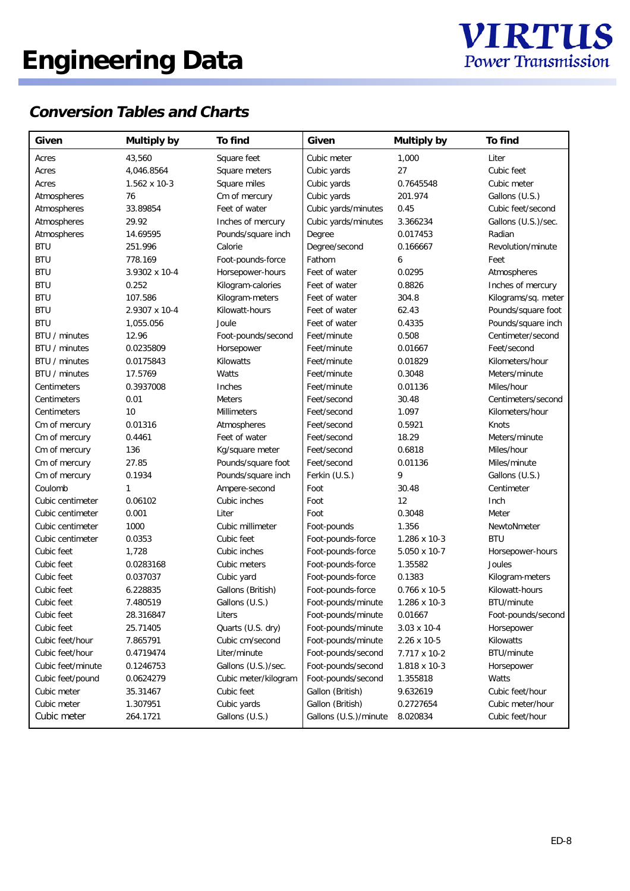# Engineering Data

VIRTUS Power Transmission

## *Conversion Tables and Charts*

| Given | Multiply by | To find | Given | Multiply by | To find |
|---|---|---|---|---|---|
| Acres | 43,560 | Square feet | Cubic meter | 1,000 | Liter |
| Acres | 4,046.8564 | Square meters | Cubic yards | 27 | Cubic feet |
| Acres | 1.562 x 10-3 | Square miles | Cubic yards | 0.7645548 | Cubic meter |
| Atmospheres | 76 | Cm of mercury | Cubic yards | 201.974 | Gallons (U.S.) |
| Atmospheres | 33.89854 | Feet of water | Cubic yards/minutes | 0.45 | Cubic feet/second |
| Atmospheres | 29.92 | Inches of mercury | Cubic yards/minutes | 3.366234 | Gallons (U.S.)/sec. |
| Atmospheres | 14.69595 | Pounds/square inch | Degree | 0.017453 | Radian |
| BTU | 251.996 | Calorie | Degree/second | 0.166667 | Revolution/minute |
| BTU | 778.169 | Foot-pounds-force | Fathom | 6 | Feet |
| BTU | 3.9302 x 10-4 | Horsepower-hours | Feet of water | 0.0295 | Atmospheres |
| BTU | 0.252 | Kilogram-calories | Feet of water | 0.8826 | Inches of mercury |
| BTU | 107.586 | Kilogram-meters | Feet of water | 304.8 | Kilograms/sq. meter |
| BTU | 2.9307 x 10-4 | Kilowatt-hours | Feet of water | 62.43 | Pounds/square foot |
| BTU | 1,055.056 | Joule | Feet of water | 0.4335 | Pounds/square inch |
| BTU / minutes | 12.96 | Foot-pounds/second | Feet/minute | 0.508 | Centimeter/second |
| BTU / minutes | 0.0235809 | Horsepower | Feet/minute | 0.01667 | Feet/second |
| BTU / minutes | 0.0175843 | Kilowatts | Feet/minute | 0.01829 | Kilometers/hour |
| BTU / minutes | 17.5769 | Watts | Feet/minute | 0.3048 | Meters/minute |
| Centimeters | 0.3937008 | Inches | Feet/minute | 0.01136 | Miles/hour |
| Centimeters | 0.01 | Meters | Feet/second | 30.48 | Centimeters/second |
| Centimeters | 10 | Millimeters | Feet/second | 1.097 | Kilometers/hour |
| Cm of mercury | 0.01316 | Atmospheres | Feet/second | 0.5921 | Knots |
| Cm of mercury | 0.4461 | Feet of water | Feet/second | 18.29 | Meters/minute |
| Cm of mercury | 136 | Kg/square meter | Feet/second | 0.6818 | Miles/hour |
| Cm of mercury | 27.85 | Pounds/square foot | Feet/second | 0.01136 | Miles/minute |
| Cm of mercury | 0.1934 | Pounds/square inch | Ferkin (U.S.) | 9 | Gallons (U.S.) |
| Coulomb | 1 | Ampere-second | Foot | 30.48 | Centimeter |
| Cubic centimeter | 0.06102 | Cubic inches | Foot | 12 | Inch |
| Cubic centimeter | 0.001 | Liter | Foot | 0.3048 | Meter |
| Cubic centimeter | 1000 | Cubic millimeter | Foot-pounds | 1.356 | NewtoNmeter |
| Cubic centimeter | 0.0353 | Cubic feet | Foot-pounds-force | 1.286 x 10-3 | BTU |
| Cubic feet | 1,728 | Cubic inches | Foot-pounds-force | 5.050 x 10-7 | Horsepower-hours |
| Cubic feet | 0.0283168 | Cubic meters | Foot-pounds-force | 1.35582 | Joules |
| Cubic feet | 0.037037 | Cubic yard | Foot-pounds-force | 0.1383 | Kilogram-meters |
| Cubic feet | 6.228835 | Gallons (British) | Foot-pounds-force | 0.766 x 10-5 | Kilowatt-hours |
| Cubic feet | 7.480519 | Gallons (U.S.) | Foot-pounds/minute | 1.286 x 10-3 | BTU/minute |
| Cubic feet | 28.316847 | Liters | Foot-pounds/minute | 0.01667 | Foot-pounds/second |
| Cubic feet | 25.71405 | Quarts (U.S. dry) | Foot-pounds/minute | 3.03 x 10-4 | Horsepower |
| Cubic feet/hour | 7.865791 | Cubic cm/second | Foot-pounds/minute | 2.26 x 10-5 | Kilowatts |
| Cubic feet/hour | 0.4719474 | Liter/minute | Foot-pounds/second | 7.717 x 10-2 | BTU/minute |
| Cubic feet/minute | 0.1246753 | Gallons (U.S.)/sec. | Foot-pounds/second | 1.818 x 10-3 | Horsepower |
| Cubic feet/pound | 0.0624279 | Cubic meter/kilogram | Foot-pounds/second | 1.355818 | Watts |
| Cubic meter | 35.31467 | Cubic feet | Gallon (British) | 9.632619 | Cubic feet/hour |
| Cubic meter | 1.307951 | Cubic yards | Gallon (British) | 0.2727654 | Cubic meter/hour |
| Cubic meter | 264.1721 | Gallons (U.S.) | Gallons (U.S.)/minute | 8.020834 | Cubic feet/hour |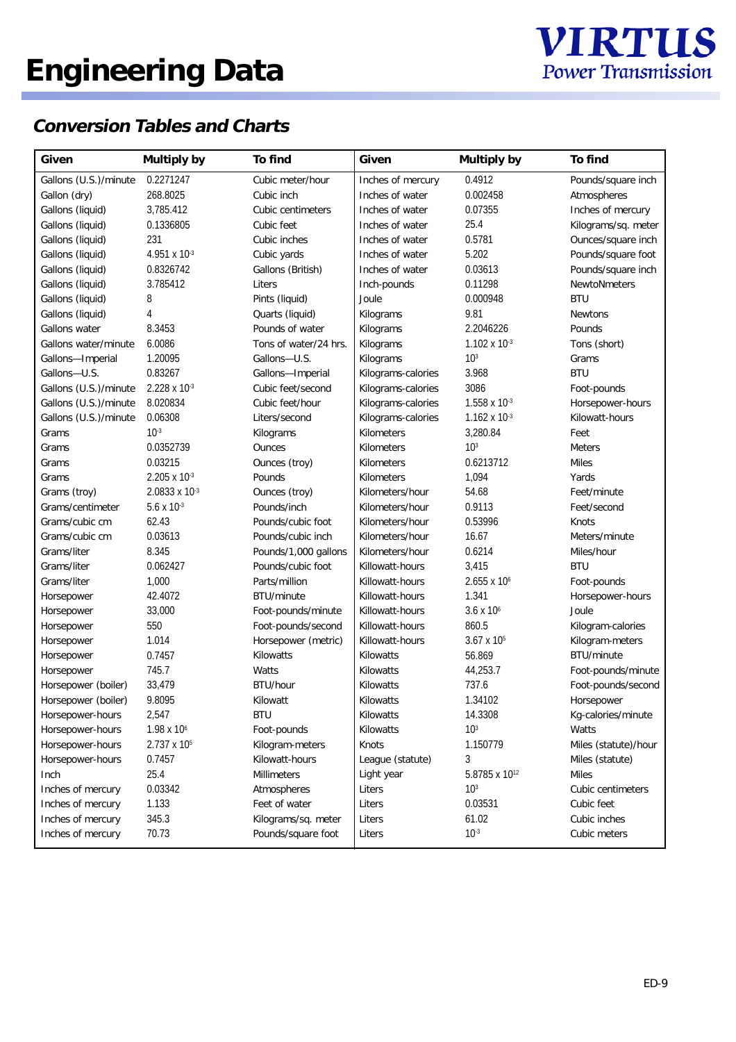# Engineering Data

## *Conversion Tables and Charts*

| Given | Multiply by | To find | Given | Multiply by | To find |
|---|---|---|---|---|---|
| Gallons (U.S.)/minute | 0.2271247 | Cubic meter/hour | Inches of mercury | 0.4912 | Pounds/square inch |
| Gallon (dry) | 268.8025 | Cubic inch | Inches of water | 0.002458 | Atmospheres |
| Gallons (liquid) | 3,785.412 | Cubic centimeters | Inches of water | 0.07355 | Inches of mercury |
| Gallons (liquid) | 0.1336805 | Cubic feet | Inches of water | 25.4 | Kilograms/sq. meter |
| Gallons (liquid) | 231 | Cubic inches | Inches of water | 0.5781 | Ounces/square inch |
| Gallons (liquid) | $4.951 \times 10^{-3}$ | Cubic yards | Inches of water | 5.202 | Pounds/square foot |
| Gallons (liquid) | 0.8326742 | Gallons (British) | Inches of water | 0.03613 | Pounds/square inch |
| Gallons (liquid) | 3.785412 | Liters | Inch-pounds | 0.11298 | NewtoNmeters |
| Gallons (liquid) | 8 | Pints (liquid) | Joule | 0.000948 | BTU |
| Gallons (liquid) | 4 | Quarts (liquid) | Kilograms | 9.81 | Newtons |
| Gallons water | 8.3453 | Pounds of water | Kilograms | 2.2046226 | Pounds |
| Gallons water/minute | 6.0086 | Tons of water/24 hrs. | Kilograms | $1.102 \times 10^{-3}$ | Tons (short) |
| Gallons—Imperial | 1.20095 | Gallons—U.S. | Kilograms | $10^{3}$ | Grams |
| Gallons—U.S. | 0.83267 | Gallons—Imperial | Kilograms-calories | 3.968 | BTU |
| Gallons (U.S.)/minute | $2.228 \times 10^{-3}$ | Cubic feet/second | Kilograms-calories | 3086 | Foot-pounds |
| Gallons (U.S.)/minute | 8.020834 | Cubic feet/hour | Kilograms-calories | $1.558 \times 10^{-3}$ | Horsepower-hours |
| Gallons (U.S.)/minute | 0.06308 | Liters/second | Kilograms-calories | $1.162 \times 10^{-3}$ | Kilowatt-hours |
| Grams | $10^{-3}$ | Kilograms | Kilometers | 3,280.84 | Feet |
| Grams | 0.0352739 | Ounces | Kilometers | $10^{3}$ | Meters |
| Grams | 0.03215 | Ounces (troy) | Kilometers | 0.6213712 | Miles |
| Grams | $2.205 \times 10^{-3}$ | Pounds | Kilometers | 1,094 | Yards |
| Grams (troy) | $2.0833 \times 10^{-3}$ | Ounces (troy) | Kilometers/hour | 54.68 | Feet/minute |
| Grams/centimeter | $5.6 \times 10^{-3}$ | Pounds/inch | Kilometers/hour | 0.9113 | Feet/second |
| Grams/cubic cm | 62.43 | Pounds/cubic foot | Kilometers/hour | 0.53996 | Knots |
| Grams/cubic cm | 0.03613 | Pounds/cubic inch | Kilometers/hour | 16.67 | Meters/minute |
| Grams/liter | 8.345 | Pounds/1,000 gallons | Kilometers/hour | 0.6214 | Miles/hour |
| Grams/liter | 0.062427 | Pounds/cubic foot | Killowatt-hours | 3,415 | BTU |
| Grams/liter | 1,000 | Parts/million | Killowatt-hours | $2.655 \times 10^{6}$ | Foot-pounds |
| Horsepower | 42.4072 | BTU/minute | Killowatt-hours | 1.341 | Horsepower-hours |
| Horsepower | 33,000 | Foot-pounds/minute | Killowatt-hours | $3.6 \times 10^{6}$ | Joule |
| Horsepower | 550 | Foot-pounds/second | Killowatt-hours | 860.5 | Kilogram-calories |
| Horsepower | 1.014 | Horsepower (metric) | Killowatt-hours | $3.67 \times 10^{5}$ | Kilogram-meters |
| Horsepower | 0.7457 | Kilowatts | Kilowatts | 56.869 | BTU/minute |
| Horsepower | 745.7 | Watts | Kilowatts | 44,253.7 | Foot-pounds/minute |
| Horsepower (boiler) | 33,479 | BTU/hour | Kilowatts | 737.6 | Foot-pounds/second |
| Horsepower (boiler) | 9.8095 | Kilowatt | Kilowatts | 1.34102 | Horsepower |
| Horsepower-hours | 2,547 | BTU | Kilowatts | 14.3308 | Kg-calories/minute |
| Horsepower-hours | $1.98 \times 10^{6}$ | Foot-pounds | Kilowatts | $10^{3}$ | Watts |
| Horsepower-hours | $2.737 \times 10^{5}$ | Kilogram-meters | Knots | 1.150779 | Miles (statute)/hour |
| Horsepower-hours | 0.7457 | Kilowatt-hours | League (statute) | 3 | Miles (statute) |
| Inch | 25.4 | Millimeters | Light year | $5.8785 \times 10^{12}$ | Miles |
| Inches of mercury | 0.03342 | Atmospheres | Liters | $10^{3}$ | Cubic centimeters |
| Inches of mercury | 1.133 | Feet of water | Liters | 0.03531 | Cubic feet |
| Inches of mercury | 345.3 | Kilograms/sq. meter | Liters | 61.02 | Cubic inches |
| Inches of mercury | 70.73 | Pounds/square foot | Liters | $10^{-3}$ | Cubic meters |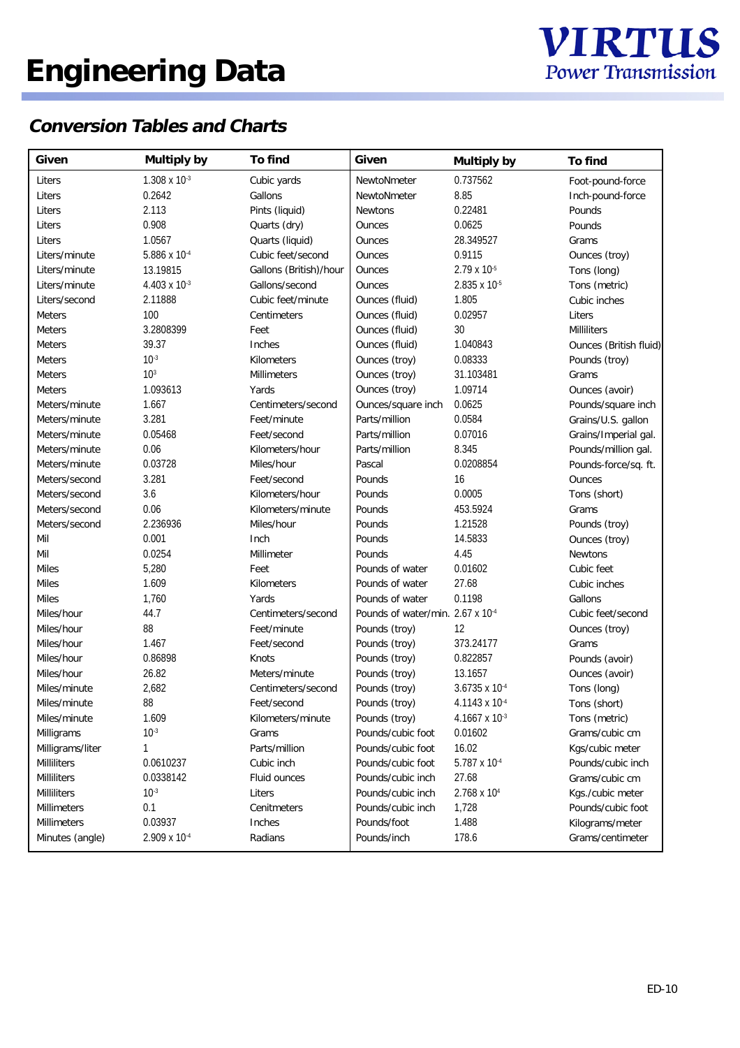# Engineering Data

VIRTUS Power Transmission

## *Conversion Tables and Charts*

| Given | Multiply by | To find | Given | Multiply by | To find |
|---|---|---|---|---|---|
| Liters | $1.308 \times 10^{-3}$ | Cubic yards | NewtoNmeter | 0.737562 | Foot-pound-force |
| Liters | 0.2642 | Gallons | NewtoNmeter | 8.85 | Inch-pound-force |
| Liters | 2.113 | Pints (liquid) | Newtons | 0.22481 | Pounds |
| Liters | 0.908 | Quarts (dry) | Ounces | 0.0625 | Pounds |
| Liters | 1.0567 | Quarts (liquid) | Ounces | 28.349527 | Grams |
| Liters/minute | $5.886 \times 10^{-4}$ | Cubic feet/second | Ounces | 0.9115 | Ounces (troy) |
| Liters/minute | 13.19815 | Gallons (British)/hour | Ounces | $2.79 \times 10^{-5}$ | Tons (long) |
| Liters/minute | $4.403 \times 10^{-3}$ | Gallons/second | Ounces | $2.835 \times 10^{-5}$ | Tons (metric) |
| Liters/second | 2.11888 | Cubic feet/minute | Ounces (fluid) | 1.805 | Cubic inches |
| Meters | 100 | Centimeters | Ounces (fluid) | 0.02957 | Liters |
| Meters | 3.2808399 | Feet | Ounces (fluid) | 30 | Milliliters |
| Meters | 39.37 | Inches | Ounces (fluid) | 1.040843 | Ounces (British fluid) |
| Meters | $10^{-3}$ | Kilometers | Ounces (troy) | 0.08333 | Pounds (troy) |
| Meters | $10^{3}$ | Millimeters | Ounces (troy) | 31.103481 | Grams |
| Meters | 1.093613 | Yards | Ounces (troy) | 1.09714 | Ounces (avoir) |
| Meters/minute | 1.667 | Centimeters/second | Ounces/square inch | 0.0625 | Pounds/square inch |
| Meters/minute | 3.281 | Feet/minute | Parts/million | 0.0584 | Grains/U.S. gallon |
| Meters/minute | 0.05468 | Feet/second | Parts/million | 0.07016 | Grains/Imperial gal. |
| Meters/minute | 0.06 | Kilometers/hour | Parts/million | 8.345 | Pounds/million gal. |
| Meters/minute | 0.03728 | Miles/hour | Pascal | 0.0208854 | Pounds-force/sq. ft. |
| Meters/second | 3.281 | Feet/second | Pounds | 16 | Ounces |
| Meters/second | 3.6 | Kilometers/hour | Pounds | 0.0005 | Tons (short) |
| Meters/second | 0.06 | Kilometers/minute | Pounds | 453.5924 | Grams |
| Meters/second | 2.236936 | Miles/hour | Pounds | 1.21528 | Pounds (troy) |
| Mil | 0.001 | Inch | Pounds | 14.5833 | Ounces (troy) |
| Mil | 0.0254 | Millimeter | Pounds | 4.45 | Newtons |
| Miles | 5,280 | Feet | Pounds of water | 0.01602 | Cubic feet |
| Miles | 1.609 | Kilometers | Pounds of water | 27.68 | Cubic inches |
| Miles | 1,760 | Yards | Pounds of water | 0.1198 | Gallons |
| Miles/hour | 44.7 | Centimeters/second | Pounds of water/min. | $2.67 \times 10^{-4}$ | Cubic feet/second |
| Miles/hour | 88 | Feet/minute | Pounds (troy) | 12 | Ounces (troy) |
| Miles/hour | 1.467 | Feet/second | Pounds (troy) | 373.24177 | Grams |
| Miles/hour | 0.86898 | Knots | Pounds (troy) | 0.822857 | Pounds (avoir) |
| Miles/hour | 26.82 | Meters/minute | Pounds (troy) | 13.1657 | Ounces (avoir) |
| Miles/minute | 2,682 | Centimeters/second | Pounds (troy) | $3.6735 \times 10^{-4}$ | Tons (long) |
| Miles/minute | 88 | Feet/second | Pounds (troy) | $4.1143 \times 10^{-4}$ | Tons (short) |
| Miles/minute | 1.609 | Kilometers/minute | Pounds (troy) | $4.1667 \times 10^{-3}$ | Tons (metric) |
| Milligrams | $10^{-3}$ | Grams | Pounds/cubic foot | 0.01602 | Grams/cubic cm |
| Milligrams/liter | 1 | Parts/million | Pounds/cubic foot | 16.02 | Kgs/cubic meter |
| Milliliters | 0.0610237 | Cubic inch | Pounds/cubic foot | $5.787 \times 10^{-4}$ | Pounds/cubic inch |
| Milliliters | 0.0338142 | Fluid ounces | Pounds/cubic inch | 27.68 | Grams/cubic cm |
| Milliliters | $10^{-3}$ | Liters | Pounds/cubic inch | $2.768 \times 10^{4}$ | Kgs./cubic meter |
| Millimeters | 0.1 | Cenitmeters | Pounds/cubic inch | 1,728 | Pounds/cubic foot |
| Millimeters | 0.03937 | Inches | Pounds/foot | 1.488 | Kilograms/meter |
| Minutes (angle) | $2.909 \times 10^{-4}$ | Radians | Pounds/inch | 178.6 | Grams/centimeter |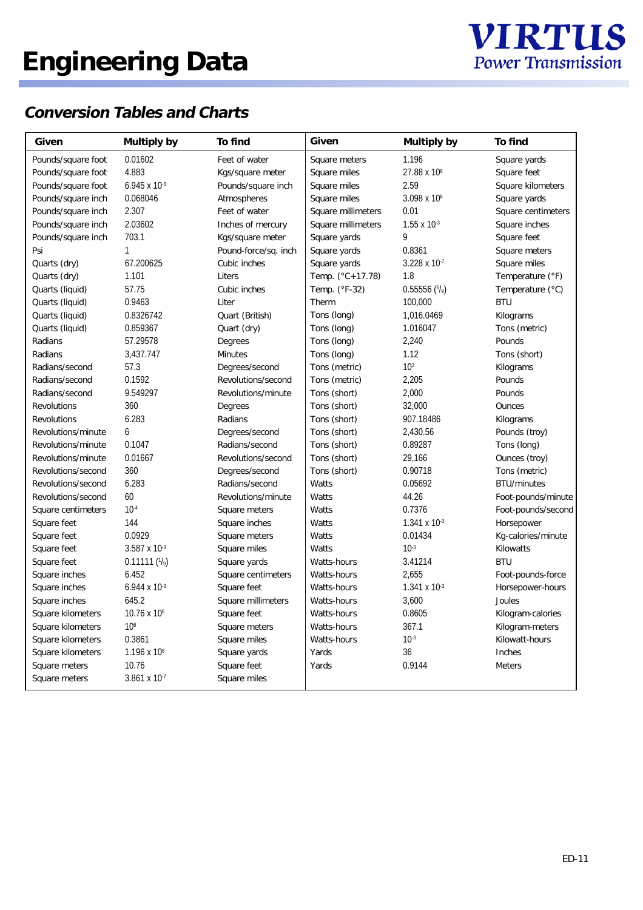# Engineering Data

VIRTUS Power Transmission

## Conversion Tables and Charts

| Given | Multiply by | To find |
|---|---|---|
| Pounds/square foot | 0.01602 | Feet of water |
| Pounds/square foot | 4.883 | Kgs/square meter |
| Pounds/square foot | $6.945 \times 10^{-3}$ | Pounds/square inch |
| Pounds/square inch | 0.068046 | Atmospheres |
| Pounds/square inch | 2.307 | Feet of water |
| Pounds/square inch | 2.03602 | Inches of mercury |
| Pounds/square inch | 703.1 | Kgs/square meter |
| Psi | 1 | Pound-force/sq. inch |
| Quarts (dry) | 67.200625 | Cubic inches |
| Quarts (dry) | 1.101 | Liters |
| Quarts (liquid) | 57.75 | Cubic inches |
| Quarts (liquid) | 0.9463 | Liter |
| Quarts (liquid) | 0.8326742 | Quart (British) |
| Quarts (liquid) | 0.859367 | Quart (dry) |
| Radians | 57.29578 | Degrees |
| Radians | 3,437.747 | Minutes |
| Radians/second | 57.3 | Degrees/second |
| Radians/second | 0.1592 | Revolutions/second |
| Radians/second | 9.549297 | Revolutions/minute |
| Revolutions | 360 | Degrees |
| Revolutions | 6.283 | Radians |
| Revolutions/minute | 6 | Degrees/second |
| Revolutions/minute | 0.1047 | Radians/second |
| Revolutions/minute | 0.01667 | Revolutions/second |
| Revolutions/second | 360 | Degrees/second |
| Revolutions/second | 6.283 | Radians/second |
| Revolutions/second | 60 | Revolutions/minute |
| Square centimeters | $10^{-4}$ | Square meters |
| Square feet | 144 | Square inches |
| Square feet | 0.0929 | Square meters |
| Square feet | $3.587 \times 10^{-3}$ | Square miles |
| Square feet | 0.11111 ($^1/_9$) | Square yards |
| Square inches | 6.452 | Square centimeters |
| Square inches | $6.944 \times 10^{-3}$ | Square feet |
| Square inches | 645.2 | Square millimeters |
| Square kilometers | $10.76 \times 10^{6}$ | Square feet |
| Square kilometers | $10^{6}$ | Square meters |
| Square kilometers | 0.3861 | Square miles |
| Square kilometers | $1.196 \times 10^{6}$ | Square yards |
| Square meters | 10.76 | Square feet |
| Square meters | $3.861 \times 10^{-7}$ | Square miles |
| Square meters | 1.196 | Square yards |
| Square miles | $27.88 \times 10^{6}$ | Square feet |
| Square miles | 2.59 | Square kilometers |
| Square miles | $3.098 \times 10^{6}$ | Square yards |
| Square millimeters | 0.01 | Square centimeters |
| Square millimeters | $1.55 \times 10^{-3}$ | Square inches |
| Square yards | 9 | Square feet |
| Square yards | 0.8361 | Square meters |
| Square yards | $3.228 \times 10^{-7}$ | Square miles |
| Temp. (°C+17.78) | 1.8 | Temperature (°F) |
| Temp. (°F-32) | 0.55556 ($^5/_9$) | Temperature (°C) |
| Therm | 100,000 | BTU |
| Tons (long) | 1,016.0469 | Kilograms |
| Tons (long) | 1.016047 | Tons (metric) |
| Tons (long) | 2,240 | Pounds |
| Tons (long) | 1.12 | Tons (short) |
| Tons (metric) | $10^{3}$ | Kilograms |
| Tons (metric) | 2,205 | Pounds |
| Tons (short) | 2,000 | Pounds |
| Tons (short) | 32,000 | Ounces |
| Tons (short) | 907.18486 | Kilograms |
| Tons (short) | 2,430.56 | Pounds (troy) |
| Tons (short) | 0.89287 | Tons (long) |
| Tons (short) | 29,166 | Ounces (troy) |
| Tons (short) | 0.90718 | Tons (metric) |
| Watts | 0.05692 | BTU/minutes |
| Watts | 44.26 | Foot-pounds/minute |
| Watts | 0.7376 | Foot-pounds/second |
| Watts | $1.341 \times 10^{-3}$ | Horsepower |
| Watts | 0.01434 | Kg-calories/minute |
| Watts | $10^{-3}$ | Kilowatts |
| Watts-hours | 3.41214 | BTU |
| Watts-hours | 2,655 | Foot-pounds-force |
| Watts-hours | $1.341 \times 10^{-3}$ | Horsepower-hours |
| Watts-hours | 3,600 | Joules |
| Watts-hours | 0.8605 | Kilogram-calories |
| Watts-hours | 367.1 | Kilogram-meters |
| Watts-hours | $10^{-3}$ | Kilowatt-hours |
| Yards | 36 | Inches |
| Yards | 0.9144 | Meters |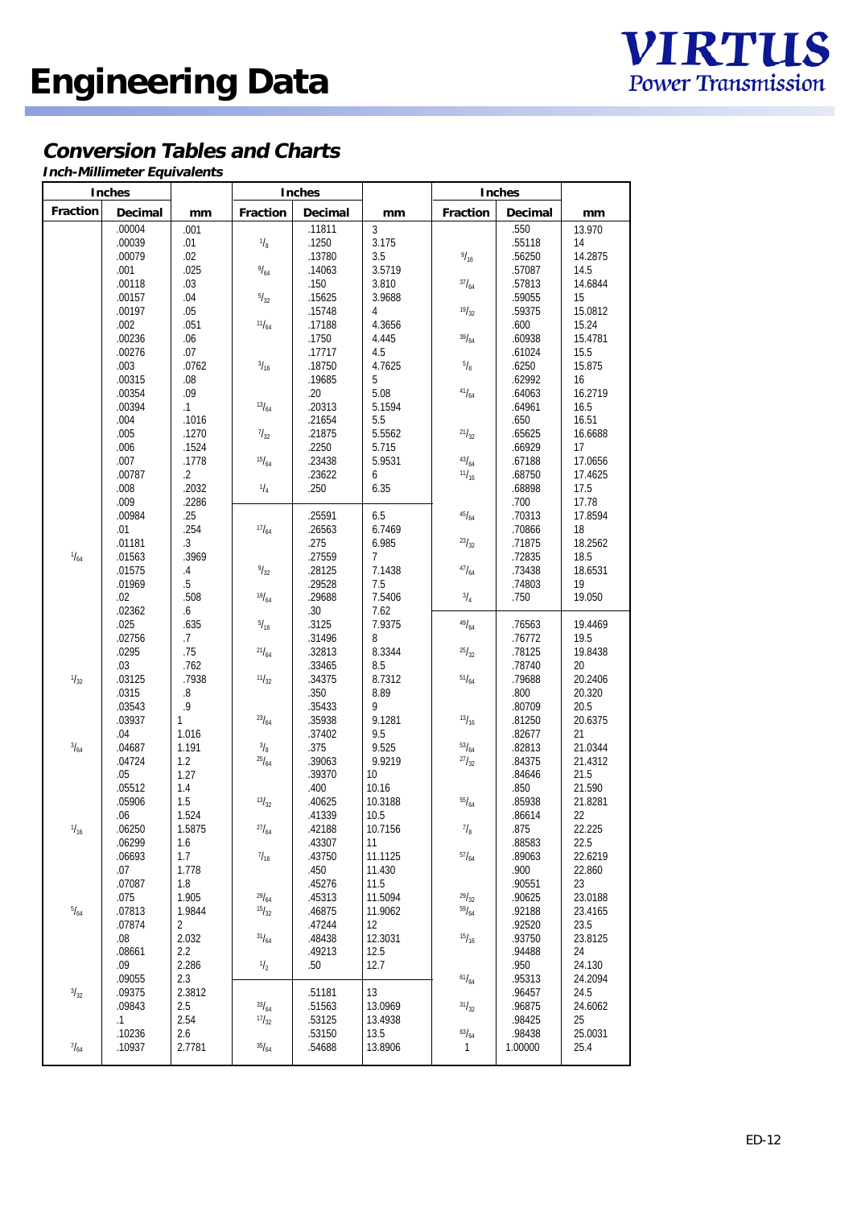# Engineering Data

## Conversion Tables and Charts

### Inch-Millimeter Equivalents

| Inches | | | Inches | | | Inches | | |
|---|---|---|---|---|---|---|---|---|
| Fraction | Decimal | mm | Fraction | Decimal | mm | Fraction | Decimal | mm |
| | .00004 | .001 | | .11811 | 3 | | .550 | 13.970 |
| | .00039 | .01 | 1/8 | .1250 | 3.175 | | .55118 | 14 |
| | .00079 | .02 | | .13780 | 3.5 | 9/16 | .56250 | 14.2875 |
| | .001 | .025 | 9/64 | .14063 | 3.5719 | | .57087 | 14.5 |
| | .00118 | .03 | | .150 | 3.810 | 37/64 | .57813 | 14.6844 |
| | .00157 | .04 | 5/32 | .15625 | 3.9688 | | .59055 | 15 |
| | .00197 | .05 | | .15748 | 4 | 19/32 | .59375 | 15.0812 |
| | .002 | .051 | 11/64 | .17188 | 4.3656 | | .600 | 15.24 |
| | .00236 | .06 | | .1750 | 4.445 | 39/64 | .60938 | 15.4781 |
| | .00276 | .07 | | .17717 | 4.5 | | .61024 | 15.5 |
| | .003 | .0762 | 3/16 | .18750 | 4.7625 | 5/8 | .6250 | 15.875 |
| | .00315 | .08 | | .19685 | 5 | | .62992 | 16 |
| | .00354 | .09 | | .20 | 5.08 | 41/64 | .64063 | 16.2719 |
| | .00394 | .1 | 13/64 | .20313 | 5.1594 | | .64961 | 16.5 |
| | .004 | .1016 | | .21654 | 5.5 | | .650 | 16.51 |
| | .005 | .1270 | 7/32 | .21875 | 5.5562 | 21/32 | .65625 | 16.6688 |
| | .006 | .1524 | | .2250 | 5.715 | | .66929 | 17 |
| | .007 | .1778 | 15/64 | .23438 | 5.9531 | 43/64 | .67188 | 17.0656 |
| | .00787 | .2 | | .23622 | 6 | 11/16 | .68750 | 17.4625 |
| | .008 | .2032 | 1/4 | .250 | 6.35 | | .68898 | 17.5 |
| | .009 | .2286 | | | | | .700 | 17.78 |
| | .00984 | .25 | | .25591 | 6.5 | 45/64 | .70313 | 17.8594 |
| | .01 | .254 | 17/64 | .26563 | 6.7469 | | .70866 | 18 |
| | .01181 | .3 | | .275 | 6.985 | 23/32 | .71875 | 18.2562 |
| 1/64 | .01563 | .3969 | | .27559 | 7 | | .72835 | 18.5 |
| | .01575 | .4 | 9/32 | .28125 | 7.1438 | 47/64 | .73438 | 18.6531 |
| | .01969 | .5 | | .29528 | 7.5 | | .74803 | 19 |
| | .02 | .508 | 19/64 | .29688 | 7.5406 | 3/4 | .750 | 19.050 |
| | .02362 | .6 | | .30 | 7.62 | | | |
| | .025 | .635 | 5/16 | .3125 | 7.9375 | 49/64 | .76563 | 19.4469 |
| | .02756 | .7 | | .31496 | 8 | | .76772 | 19.5 |
| | .0295 | .75 | 21/64 | .32813 | 8.3344 | 25/32 | .78125 | 19.8438 |
| | .03 | .762 | | .33465 | 8.5 | | .78740 | 20 |
| 1/32 | .03125 | .7938 | 11/32 | .34375 | 8.7312 | 51/64 | .79688 | 20.2406 |
| | .0315 | .8 | | .350 | 8.89 | | .800 | 20.320 |
| | .03543 | .9 | | .35433 | 9 | | .80709 | 20.5 |
| | .03937 | 1 | 23/64 | .35938 | 9.1281 | 13/16 | .81250 | 20.6375 |
| | .04 | 1.016 | | .37402 | 9.5 | | .82677 | 21 |
| 3/64 | .04687 | 1.191 | 3/8 | .375 | 9.525 | 53/64 | .82813 | 21.0344 |
| | .04724 | 1.2 | 25/64 | .39063 | 9.9219 | 27/32 | .84375 | 21.4312 |
| | .05 | 1.27 | | .39370 | 10 | | .84646 | 21.5 |
| | .05512 | 1.4 | | .400 | 10.16 | | .850 | 21.590 |
| | .05906 | 1.5 | 13/32 | .40625 | 10.3188 | 55/64 | .85938 | 21.8281 |
| | .06 | 1.524 | | .41339 | 10.5 | | .86614 | 22 |
| 1/16 | .06250 | 1.5875 | 27/64 | .42188 | 10.7156 | 7/8 | .875 | 22.225 |
| | .06299 | 1.6 | | .43307 | 11 | | .88583 | 22.5 |
| | .06693 | 1.7 | 7/16 | .43750 | 11.1125 | 57/64 | .89063 | 22.6219 |
| | .07 | 1.778 | | .450 | 11.430 | | .900 | 22.860 |
| | .07087 | 1.8 | | .45276 | 11.5 | | .90551 | 23 |
| | .075 | 1.905 | 29/64 | .45313 | 11.5094 | 29/32 | .90625 | 23.0188 |
| 5/64 | .07813 | 1.9844 | 15/32 | .46875 | 11.9062 | 59/64 | .92188 | 23.4165 |
| | .07874 | 2 | | .47244 | 12 | | .92520 | 23.5 |
| | .08 | 2.032 | 31/64 | .48438 | 12.3031 | 15/16 | .93750 | 23.8125 |
| | .08661 | 2.2 | | .49213 | 12.5 | | .94488 | 24 |
| | .09 | 2.286 | 1/2 | .50 | 12.7 | | .950 | 24.130 |
| | .09055 | 2.3 | | | | 61/64 | .95313 | 24.2094 |
| 3/32 | .09375 | 2.3812 | | .51181 | 13 | | .96457 | 24.5 |
| | .09843 | 2.5 | 33/64 | .51563 | 13.0969 | 31/32 | .96875 | 24.6062 |
| | .1 | 2.54 | 17/32 | .53125 | 13.4938 | | .98425 | 25 |
| | .10236 | 2.6 | | .53150 | 13.5 | 63/64 | .98438 | 25.0031 |
| 7/64 | .10937 | 2.7781 | 35/64 | .54688 | 13.8906 | 1 | 1.00000 | 25.4 |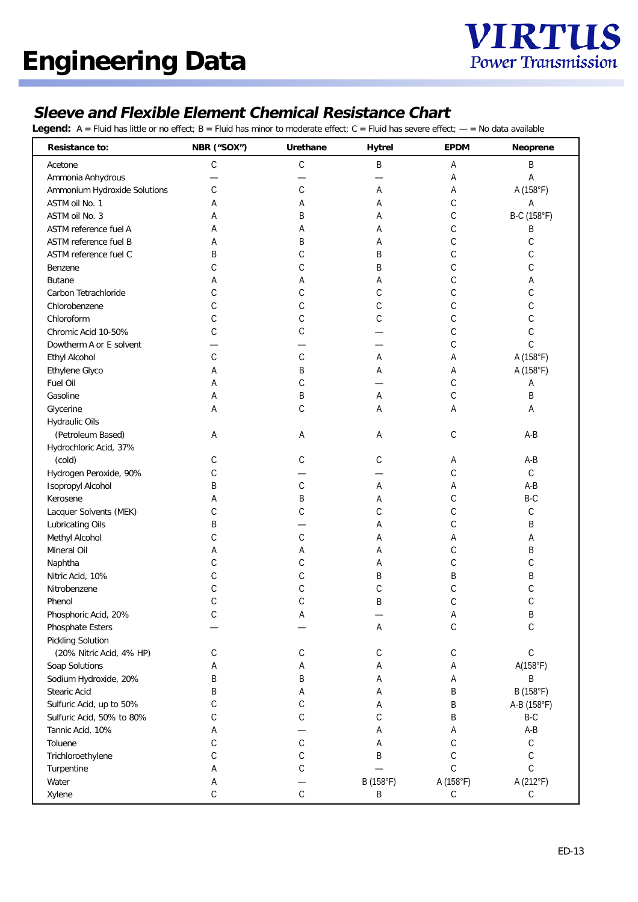# Engineering Data

## *Sleeve and Flexible Element Chemical Resistance Chart*

**Legend:** A = Fluid has little or no effect; B = Fluid has minor to moderate effect; C = Fluid has severe effect; — = No data available

| Resistance to: | NBR (“SOX”) | Urethane | Hytrel | EPDM | Neoprene |
|---|---|---|---|---|---|
| Acetone | C | C | B | A | B |
| Ammonia Anhydrous | — | — | — | A | A |
| Ammonium Hydroxide Solutions | C | C | A | A | A (158°F) |
| ASTM oil No. 1 | A | A | A | C | A |
| ASTM oil No. 3 | A | B | A | C | B-C (158°F) |
| ASTM reference fuel A | A | A | A | C | B |
| ASTM reference fuel B | A | B | A | C | C |
| ASTM reference fuel C | B | C | B | C | C |
| Benzene | C | C | B | C | C |
| Butane | A | A | A | C | A |
| Carbon Tetrachloride | C | C | C | C | C |
| Chlorobenzene | C | C | C | C | C |
| Chloroform | C | C | C | C | C |
| Chromic Acid 10-50% | C | C | — | C | C |
| Dowtherm A or E solvent | — | — | — | C | C |
| Ethyl Alcohol | C | C | A | A | A (158°F) |
| Ethylene Glyco | A | B | A | A | A (158°F) |
| Fuel Oil | A | C | — | C | A |
| Gasoline | A | B | A | C | B |
| Glycerine | A | C | A | A | A |
| Hydraulic Oils (Petroleum Based) | A | A | A | C | A-B |
| Hydrochloric Acid, 37% (cold) | C | C | C | A | A-B |
| Hydrogen Peroxide, 90% | C | — | — | C | C |
| Isopropyl Alcohol | B | C | A | A | A-B |
| Kerosene | A | B | A | C | B-C |
| Lacquer Solvents (MEK) | C | C | C | C | C |
| Lubricating Oils | B | — | A | C | B |
| Methyl Alcohol | C | C | A | A | A |
| Mineral Oil | A | A | A | C | B |
| Naphtha | C | C | A | C | C |
| Nitric Acid, 10% | C | C | B | B | B |
| Nitrobenzene | C | C | C | C | C |
| Phenol | C | C | B | C | C |
| Phosphoric Acid, 20% | C | A | — | A | B |
| Phosphate Esters | — | — | A | C | C |
| Pickling Solution (20% Nitric Acid, 4% HP) | C | C | C | C | C |
| Soap Solutions | A | A | A | A | A(158°F) |
| Sodium Hydroxide, 20% | B | B | A | A | B |
| Stearic Acid | B | A | A | B | B (158°F) |
| Sulfuric Acid, up to 50% | C | C | A | B | A-B (158°F) |
| Sulfuric Acid, 50% to 80% | C | C | C | B | B-C |
| Tannic Acid, 10% | A | — | A | A | A-B |
| Toluene | C | C | A | C | C |
| Trichloroethylene | C | C | B | C | C |
| Turpentine | A | C | — | C | C |
| Water | A | — | B (158°F) | A (158°F) | A (212°F) |
| Xylene | C | C | B | C | C |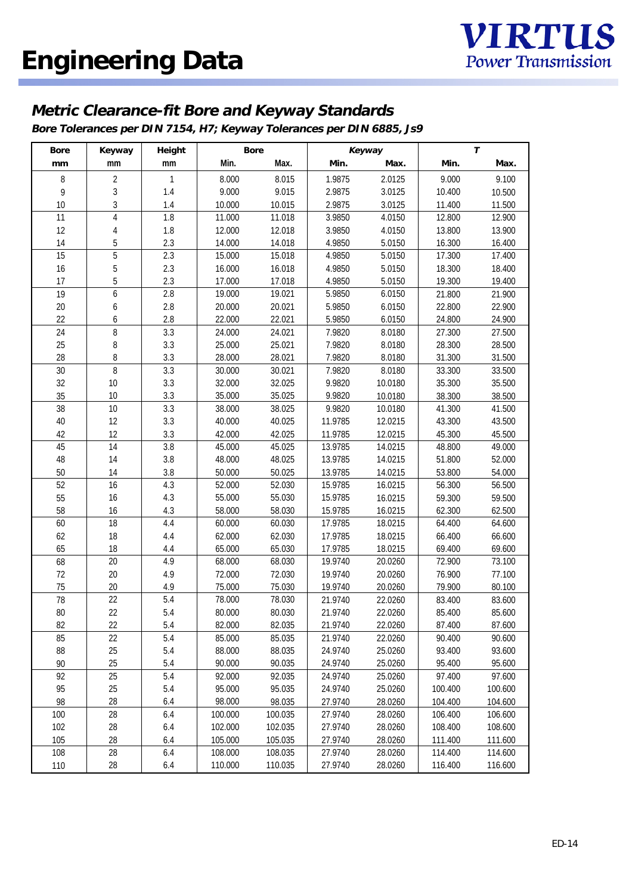# Engineering Data

## Metric Clearance-fit Bore and Keyway Standards

***Bore Tolerances per DIN 7154, H7; Keyway Tolerances per DIN 6885, Js9***

| Bore | Keyway | Height | Bore | | *Keyway* | | *T* | |
|---|---|---|---|---|---|---|---|---|
| mm | mm | mm | Min. | Max. | Min. | Max. | Min. | Max. |
| 8 | 2 | 1 | 8.000 | 8.015 | 1.9875 | 2.0125 | 9.000 | 9.100 |
| 9 | 3 | 1.4 | 9.000 | 9.015 | 2.9875 | 3.0125 | 10.400 | 10.500 |
| 10 | 3 | 1.4 | 10.000 | 10.015 | 2.9875 | 3.0125 | 11.400 | 11.500 |
| 11 | 4 | 1.8 | 11.000 | 11.018 | 3.9850 | 4.0150 | 12.800 | 12.900 |
| 12 | 4 | 1.8 | 12.000 | 12.018 | 3.9850 | 4.0150 | 13.800 | 13.900 |
| 14 | 5 | 2.3 | 14.000 | 14.018 | 4.9850 | 5.0150 | 16.300 | 16.400 |
| 15 | 5 | 2.3 | 15.000 | 15.018 | 4.9850 | 5.0150 | 17.300 | 17.400 |
| 16 | 5 | 2.3 | 16.000 | 16.018 | 4.9850 | 5.0150 | 18.300 | 18.400 |
| 17 | 5 | 2.3 | 17.000 | 17.018 | 4.9850 | 5.0150 | 19.300 | 19.400 |
| 19 | 6 | 2.8 | 19.000 | 19.021 | 5.9850 | 6.0150 | 21.800 | 21.900 |
| 20 | 6 | 2.8 | 20.000 | 20.021 | 5.9850 | 6.0150 | 22.800 | 22.900 |
| 22 | 6 | 2.8 | 22.000 | 22.021 | 5.9850 | 6.0150 | 24.800 | 24.900 |
| 24 | 8 | 3.3 | 24.000 | 24.021 | 7.9820 | 8.0180 | 27.300 | 27.500 |
| 25 | 8 | 3.3 | 25.000 | 25.021 | 7.9820 | 8.0180 | 28.300 | 28.500 |
| 28 | 8 | 3.3 | 28.000 | 28.021 | 7.9820 | 8.0180 | 31.300 | 31.500 |
| 30 | 8 | 3.3 | 30.000 | 30.021 | 7.9820 | 8.0180 | 33.300 | 33.500 |
| 32 | 10 | 3.3 | 32.000 | 32.025 | 9.9820 | 10.0180 | 35.300 | 35.500 |
| 35 | 10 | 3.3 | 35.000 | 35.025 | 9.9820 | 10.0180 | 38.300 | 38.500 |
| 38 | 10 | 3.3 | 38.000 | 38.025 | 9.9820 | 10.0180 | 41.300 | 41.500 |
| 40 | 12 | 3.3 | 40.000 | 40.025 | 11.9785 | 12.0215 | 43.300 | 43.500 |
| 42 | 12 | 3.3 | 42.000 | 42.025 | 11.9785 | 12.0215 | 45.300 | 45.500 |
| 45 | 14 | 3.8 | 45.000 | 45.025 | 13.9785 | 14.0215 | 48.800 | 49.000 |
| 48 | 14 | 3.8 | 48.000 | 48.025 | 13.9785 | 14.0215 | 51.800 | 52.000 |
| 50 | 14 | 3.8 | 50.000 | 50.025 | 13.9785 | 14.0215 | 53.800 | 54.000 |
| 52 | 16 | 4.3 | 52.000 | 52.030 | 15.9785 | 16.0215 | 56.300 | 56.500 |
| 55 | 16 | 4.3 | 55.000 | 55.030 | 15.9785 | 16.0215 | 59.300 | 59.500 |
| 58 | 16 | 4.3 | 58.000 | 58.030 | 15.9785 | 16.0215 | 62.300 | 62.500 |
| 60 | 18 | 4.4 | 60.000 | 60.030 | 17.9785 | 18.0215 | 64.400 | 64.600 |
| 62 | 18 | 4.4 | 62.000 | 62.030 | 17.9785 | 18.0215 | 66.400 | 66.600 |
| 65 | 18 | 4.4 | 65.000 | 65.030 | 17.9785 | 18.0215 | 69.400 | 69.600 |
| 68 | 20 | 4.9 | 68.000 | 68.030 | 19.9740 | 20.0260 | 72.900 | 73.100 |
| 72 | 20 | 4.9 | 72.000 | 72.030 | 19.9740 | 20.0260 | 76.900 | 77.100 |
| 75 | 20 | 4.9 | 75.000 | 75.030 | 19.9740 | 20.0260 | 79.900 | 80.100 |
| 78 | 22 | 5.4 | 78.000 | 78.030 | 21.9740 | 22.0260 | 83.400 | 83.600 |
| 80 | 22 | 5.4 | 80.000 | 80.030 | 21.9740 | 22.0260 | 85.400 | 85.600 |
| 82 | 22 | 5.4 | 82.000 | 82.035 | 21.9740 | 22.0260 | 87.400 | 87.600 |
| 85 | 22 | 5.4 | 85.000 | 85.035 | 21.9740 | 22.0260 | 90.400 | 90.600 |
| 88 | 25 | 5.4 | 88.000 | 88.035 | 24.9740 | 25.0260 | 93.400 | 93.600 |
| 90 | 25 | 5.4 | 90.000 | 90.035 | 24.9740 | 25.0260 | 95.400 | 95.600 |
| 92 | 25 | 5.4 | 92.000 | 92.035 | 24.9740 | 25.0260 | 97.400 | 97.600 |
| 95 | 25 | 5.4 | 95.000 | 95.035 | 24.9740 | 25.0260 | 100.400 | 100.600 |
| 98 | 28 | 6.4 | 98.000 | 98.035 | 27.9740 | 28.0260 | 104.400 | 104.600 |
| 100 | 28 | 6.4 | 100.000 | 100.035 | 27.9740 | 28.0260 | 106.400 | 106.600 |
| 102 | 28 | 6.4 | 102.000 | 102.035 | 27.9740 | 28.0260 | 108.400 | 108.600 |
| 105 | 28 | 6.4 | 105.000 | 105.035 | 27.9740 | 28.0260 | 111.400 | 111.600 |
| 108 | 28 | 6.4 | 108.000 | 108.035 | 27.9740 | 28.0260 | 114.400 | 114.600 |
| 110 | 28 | 6.4 | 110.000 | 110.035 | 27.9740 | 28.0260 | 116.400 | 116.600 |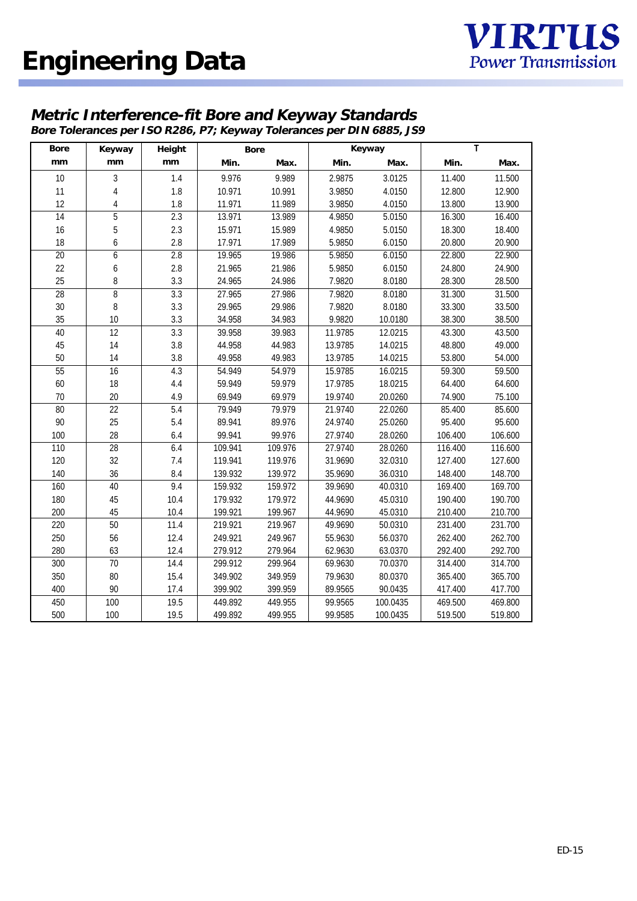# Engineering Data

VIRTUS
Power Transmission

## Metric Interference-fit Bore and Keyway Standards

***Bore Tolerances per ISO R286, P7; Keyway Tolerances per DIN 6885, JS9***

| Bore | Keyway | Height | Bore | | Keyway | | T | |
|---|---|---|---|---|---|---|---|---|
| mm | mm | mm | Min. | Max. | Min. | Max. | Min. | Max. |
| 10 | 3 | 1.4 | 9.976 | 9.989 | 2.9875 | 3.0125 | 11.400 | 11.500 |
| 11 | 4 | 1.8 | 10.971 | 10.991 | 3.9850 | 4.0150 | 12.800 | 12.900 |
| 12 | 4 | 1.8 | 11.971 | 11.989 | 3.9850 | 4.0150 | 13.800 | 13.900 |
| 14 | 5 | 2.3 | 13.971 | 13.989 | 4.9850 | 5.0150 | 16.300 | 16.400 |
| 16 | 5 | 2.3 | 15.971 | 15.989 | 4.9850 | 5.0150 | 18.300 | 18.400 |
| 18 | 6 | 2.8 | 17.971 | 17.989 | 5.9850 | 6.0150 | 20.800 | 20.900 |
| 20 | 6 | 2.8 | 19.965 | 19.986 | 5.9850 | 6.0150 | 22.800 | 22.900 |
| 22 | 6 | 2.8 | 21.965 | 21.986 | 5.9850 | 6.0150 | 24.800 | 24.900 |
| 25 | 8 | 3.3 | 24.965 | 24.986 | 7.9820 | 8.0180 | 28.300 | 28.500 |
| 28 | 8 | 3.3 | 27.965 | 27.986 | 7.9820 | 8.0180 | 31.300 | 31.500 |
| 30 | 8 | 3.3 | 29.965 | 29.986 | 7.9820 | 8.0180 | 33.300 | 33.500 |
| 35 | 10 | 3.3 | 34.958 | 34.983 | 9.9820 | 10.0180 | 38.300 | 38.500 |
| 40 | 12 | 3.3 | 39.958 | 39.983 | 11.9785 | 12.0215 | 43.300 | 43.500 |
| 45 | 14 | 3.8 | 44.958 | 44.983 | 13.9785 | 14.0215 | 48.800 | 49.000 |
| 50 | 14 | 3.8 | 49.958 | 49.983 | 13.9785 | 14.0215 | 53.800 | 54.000 |
| 55 | 16 | 4.3 | 54.949 | 54.979 | 15.9785 | 16.0215 | 59.300 | 59.500 |
| 60 | 18 | 4.4 | 59.949 | 59.979 | 17.9785 | 18.0215 | 64.400 | 64.600 |
| 70 | 20 | 4.9 | 69.949 | 69.979 | 19.9740 | 20.0260 | 74.900 | 75.100 |
| 80 | 22 | 5.4 | 79.949 | 79.979 | 21.9740 | 22.0260 | 85.400 | 85.600 |
| 90 | 25 | 5.4 | 89.941 | 89.976 | 24.9740 | 25.0260 | 95.400 | 95.600 |
| 100 | 28 | 6.4 | 99.941 | 99.976 | 27.9740 | 28.0260 | 106.400 | 106.600 |
| 110 | 28 | 6.4 | 109.941 | 109.976 | 27.9740 | 28.0260 | 116.400 | 116.600 |
| 120 | 32 | 7.4 | 119.941 | 119.976 | 31.9690 | 32.0310 | 127.400 | 127.600 |
| 140 | 36 | 8.4 | 139.932 | 139.972 | 35.9690 | 36.0310 | 148.400 | 148.700 |
| 160 | 40 | 9.4 | 159.932 | 159.972 | 39.9690 | 40.0310 | 169.400 | 169.700 |
| 180 | 45 | 10.4 | 179.932 | 179.972 | 44.9690 | 45.0310 | 190.400 | 190.700 |
| 200 | 45 | 10.4 | 199.921 | 199.967 | 44.9690 | 45.0310 | 210.400 | 210.700 |
| 220 | 50 | 11.4 | 219.921 | 219.967 | 49.9690 | 50.0310 | 231.400 | 231.700 |
| 250 | 56 | 12.4 | 249.921 | 249.967 | 55.9630 | 56.0370 | 262.400 | 262.700 |
| 280 | 63 | 12.4 | 279.912 | 279.964 | 62.9630 | 63.0370 | 292.400 | 292.700 |
| 300 | 70 | 14.4 | 299.912 | 299.964 | 69.9630 | 70.0370 | 314.400 | 314.700 |
| 350 | 80 | 15.4 | 349.902 | 349.959 | 79.9630 | 80.0370 | 365.400 | 365.700 |
| 400 | 90 | 17.4 | 399.902 | 399.959 | 89.9565 | 90.0435 | 417.400 | 417.700 |
| 450 | 100 | 19.5 | 449.892 | 449.955 | 99.9565 | 100.0435 | 469.500 | 469.800 |
| 500 | 100 | 19.5 | 499.892 | 499.955 | 99.9585 | 100.0435 | 519.500 | 519.800 |

ED-15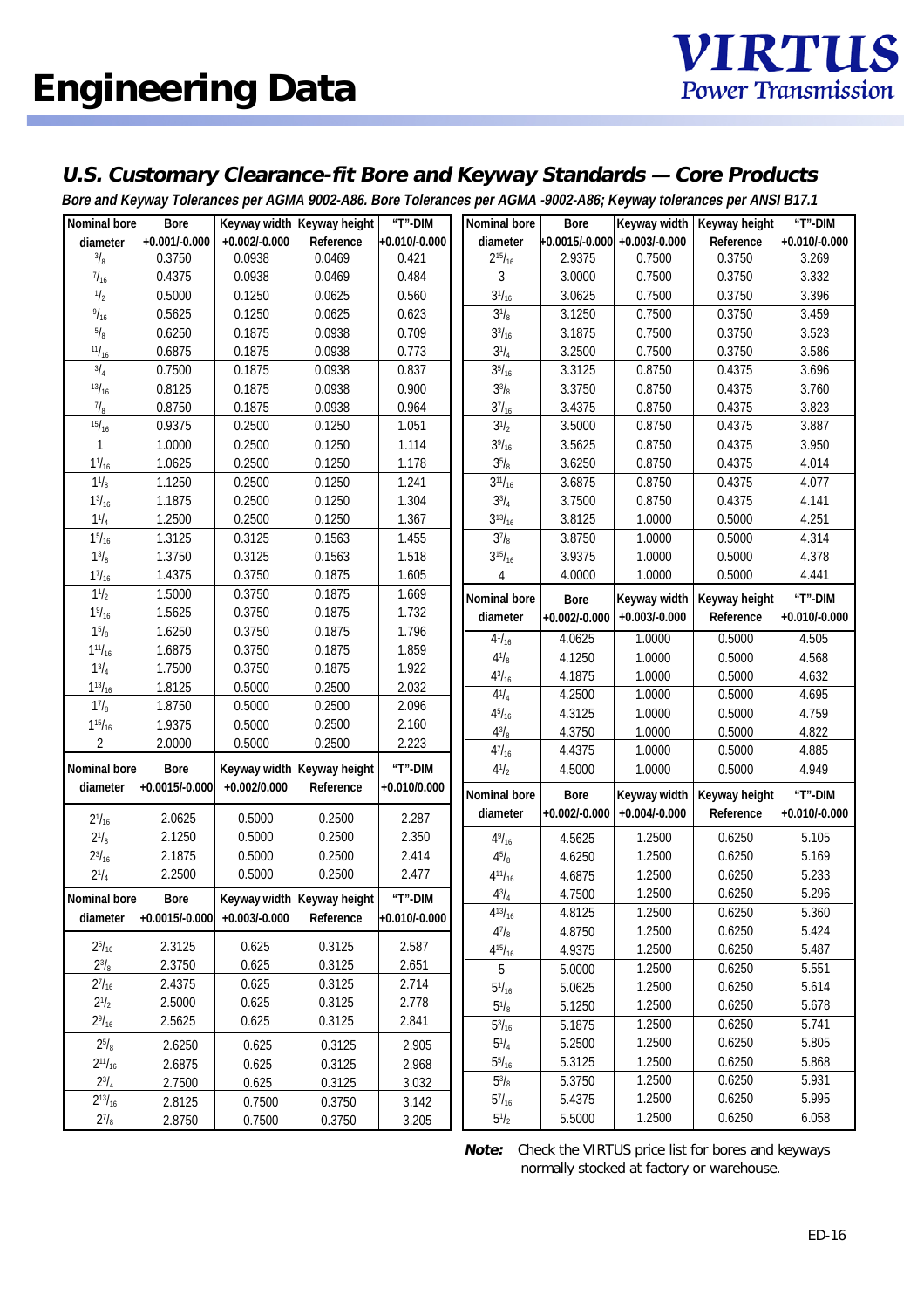# Engineering Data

## U.S. Customary Clearance-fit Bore and Keyway Standards — Core Products

***Bore and Keyway Tolerances per AGMA 9002-A86. Bore Tolerances per AGMA -9002-A86; Keyway tolerances per ANSI B17.1***

| Nominal bore diameter | Bore +0.001/-0.000 | Keyway width +0.002/-0.000 | Keyway height Reference | "T"-DIM +0.010/-0.000 |
|---|---|---|---|---|
| 3/8 | 0.3750 | 0.0938 | 0.0469 | 0.421 |
| 7/16 | 0.4375 | 0.0938 | 0.0469 | 0.484 |
| 1/2 | 0.5000 | 0.1250 | 0.0625 | 0.560 |
| 9/16 | 0.5625 | 0.1250 | 0.0625 | 0.623 |
| 5/8 | 0.6250 | 0.1875 | 0.0938 | 0.709 |
| 11/16 | 0.6875 | 0.1875 | 0.0938 | 0.773 |
| 3/4 | 0.7500 | 0.1875 | 0.0938 | 0.837 |
| 13/16 | 0.8125 | 0.1875 | 0.0938 | 0.900 |
| 7/8 | 0.8750 | 0.1875 | 0.0938 | 0.964 |
| 15/16 | 0.9375 | 0.2500 | 0.1250 | 1.051 |
| 1 | 1.0000 | 0.2500 | 0.1250 | 1.114 |
| 1 1/16 | 1.0625 | 0.2500 | 0.1250 | 1.178 |
| 1 1/8 | 1.1250 | 0.2500 | 0.1250 | 1.241 |
| 1 3/16 | 1.1875 | 0.2500 | 0.1250 | 1.304 |
| 1 1/4 | 1.2500 | 0.2500 | 0.1250 | 1.367 |
| 1 5/16 | 1.3125 | 0.3125 | 0.1563 | 1.455 |
| 1 3/8 | 1.3750 | 0.3125 | 0.1563 | 1.518 |
| 1 7/16 | 1.4375 | 0.3750 | 0.1875 | 1.605 |
| 1 1/2 | 1.5000 | 0.3750 | 0.1875 | 1.669 |
| 1 9/16 | 1.5625 | 0.3750 | 0.1875 | 1.732 |
| 1 5/8 | 1.6250 | 0.3750 | 0.1875 | 1.796 |
| 1 11/16 | 1.6875 | 0.3750 | 0.1875 | 1.859 |
| 1 3/4 | 1.7500 | 0.3750 | 0.1875 | 1.922 |
| 1 13/16 | 1.8125 | 0.5000 | 0.2500 | 2.032 |
| 1 7/8 | 1.8750 | 0.5000 | 0.2500 | 2.096 |
| 1 15/16 | 1.9375 | 0.5000 | 0.2500 | 2.160 |
| 2 | 2.0000 | 0.5000 | 0.2500 | 2.223 |

| Nominal bore diameter | Bore +0.0015/-0.000 | Keyway width +0.002/0.000 | Keyway height Reference | "T"-DIM +0.010/0.000 |
|---|---|---|---|---|
| 2 1/16 | 2.0625 | 0.5000 | 0.2500 | 2.287 |
| 2 1/8 | 2.1250 | 0.5000 | 0.2500 | 2.350 |
| 2 3/16 | 2.1875 | 0.5000 | 0.2500 | 2.414 |
| 2 1/4 | 2.2500 | 0.5000 | 0.2500 | 2.477 |

| Nominal bore diameter | Bore +0.0015/-0.000 | Keyway width +0.003/-0.000 | Keyway height Reference | "T"-DIM +0.010/-0.000 |
|---|---|---|---|---|
| 2 5/16 | 2.3125 | 0.625 | 0.3125 | 2.587 |
| 2 3/8 | 2.3750 | 0.625 | 0.3125 | 2.651 |
| 2 7/16 | 2.4375 | 0.625 | 0.3125 | 2.714 |
| 2 1/2 | 2.5000 | 0.625 | 0.3125 | 2.778 |
| 2 9/16 | 2.5625 | 0.625 | 0.3125 | 2.841 |
| 2 5/8 | 2.6250 | 0.625 | 0.3125 | 2.905 |
| 2 11/16 | 2.6875 | 0.625 | 0.3125 | 2.968 |
| 2 3/4 | 2.7500 | 0.625 | 0.3125 | 3.032 |
| 2 13/16 | 2.8125 | 0.7500 | 0.3750 | 3.142 |
| 2 7/8 | 2.8750 | 0.7500 | 0.3750 | 3.205 |

| Nominal bore diameter | Bore +0.0015/-0.000 | Keyway width +0.003/-0.000 | Keyway height Reference | "T"-DIM +0.010/-0.000 |
|---|---|---|---|---|
| 2 15/16 | 2.9375 | 0.7500 | 0.3750 | 3.269 |
| 3 | 3.0000 | 0.7500 | 0.3750 | 3.332 |
| 3 1/16 | 3.0625 | 0.7500 | 0.3750 | 3.396 |
| 3 1/8 | 3.1250 | 0.7500 | 0.3750 | 3.459 |
| 3 3/16 | 3.1875 | 0.7500 | 0.3750 | 3.523 |
| 3 1/4 | 3.2500 | 0.7500 | 0.3750 | 3.586 |
| 3 5/16 | 3.3125 | 0.8750 | 0.4375 | 3.696 |
| 3 3/8 | 3.3750 | 0.8750 | 0.4375 | 3.760 |
| 3 7/16 | 3.4375 | 0.8750 | 0.4375 | 3.823 |
| 3 1/2 | 3.5000 | 0.8750 | 0.4375 | 3.887 |
| 3 9/16 | 3.5625 | 0.8750 | 0.4375 | 3.950 |
| 3 5/8 | 3.6250 | 0.8750 | 0.4375 | 4.014 |
| 3 11/16 | 3.6875 | 0.8750 | 0.4375 | 4.077 |
| 3 3/4 | 3.7500 | 0.8750 | 0.4375 | 4.141 |
| 3 13/16 | 3.8125 | 1.0000 | 0.5000 | 4.251 |
| 3 7/8 | 3.8750 | 1.0000 | 0.5000 | 4.314 |
| 3 15/16 | 3.9375 | 1.0000 | 0.5000 | 4.378 |
| 4 | 4.0000 | 1.0000 | 0.5000 | 4.441 |

| Nominal bore diameter | Bore +0.002/-0.000 | Keyway width +0.003/-0.000 | Keyway height Reference | "T"-DIM +0.010/-0.000 |
|---|---|---|---|---|
| 4 1/16 | 4.0625 | 1.0000 | 0.5000 | 4.505 |
| 4 1/8 | 4.1250 | 1.0000 | 0.5000 | 4.568 |
| 4 3/16 | 4.1875 | 1.0000 | 0.5000 | 4.632 |
| 4 1/4 | 4.2500 | 1.0000 | 0.5000 | 4.695 |
| 4 5/16 | 4.3125 | 1.0000 | 0.5000 | 4.759 |
| 4 3/8 | 4.3750 | 1.0000 | 0.5000 | 4.822 |
| 4 7/16 | 4.4375 | 1.0000 | 0.5000 | 4.885 |
| 4 1/2 | 4.5000 | 1.0000 | 0.5000 | 4.949 |

| Nominal bore diameter | Bore +0.002/-0.000 | Keyway width +0.004/-0.000 | Keyway height Reference | "T"-DIM +0.010/-0.000 |
|---|---|---|---|---|
| 4 9/16 | 4.5625 | 1.2500 | 0.6250 | 5.105 |
| 4 5/8 | 4.6250 | 1.2500 | 0.6250 | 5.169 |
| 4 11/16 | 4.6875 | 1.2500 | 0.6250 | 5.233 |
| 4 3/4 | 4.7500 | 1.2500 | 0.6250 | 5.296 |
| 4 13/16 | 4.8125 | 1.2500 | 0.6250 | 5.360 |
| 4 7/8 | 4.8750 | 1.2500 | 0.6250 | 5.424 |
| 4 15/16 | 4.9375 | 1.2500 | 0.6250 | 5.487 |
| 5 | 5.0000 | 1.2500 | 0.6250 | 5.551 |
| 5 1/16 | 5.0625 | 1.2500 | 0.6250 | 5.614 |
| 5 1/8 | 5.1250 | 1.2500 | 0.6250 | 5.678 |
| 5 3/16 | 5.1875 | 1.2500 | 0.6250 | 5.741 |
| 5 1/4 | 5.2500 | 1.2500 | 0.6250 | 5.805 |
| 5 5/16 | 5.3125 | 1.2500 | 0.6250 | 5.868 |
| 5 3/8 | 5.3750 | 1.2500 | 0.6250 | 5.931 |
| 5 7/16 | 5.4375 | 1.2500 | 0.6250 | 5.995 |
| 5 1/2 | 5.5000 | 1.2500 | 0.6250 | 6.058 |

***Note:*** Check the VIRTUS price list for bores and keyways normally stocked at factory or warehouse.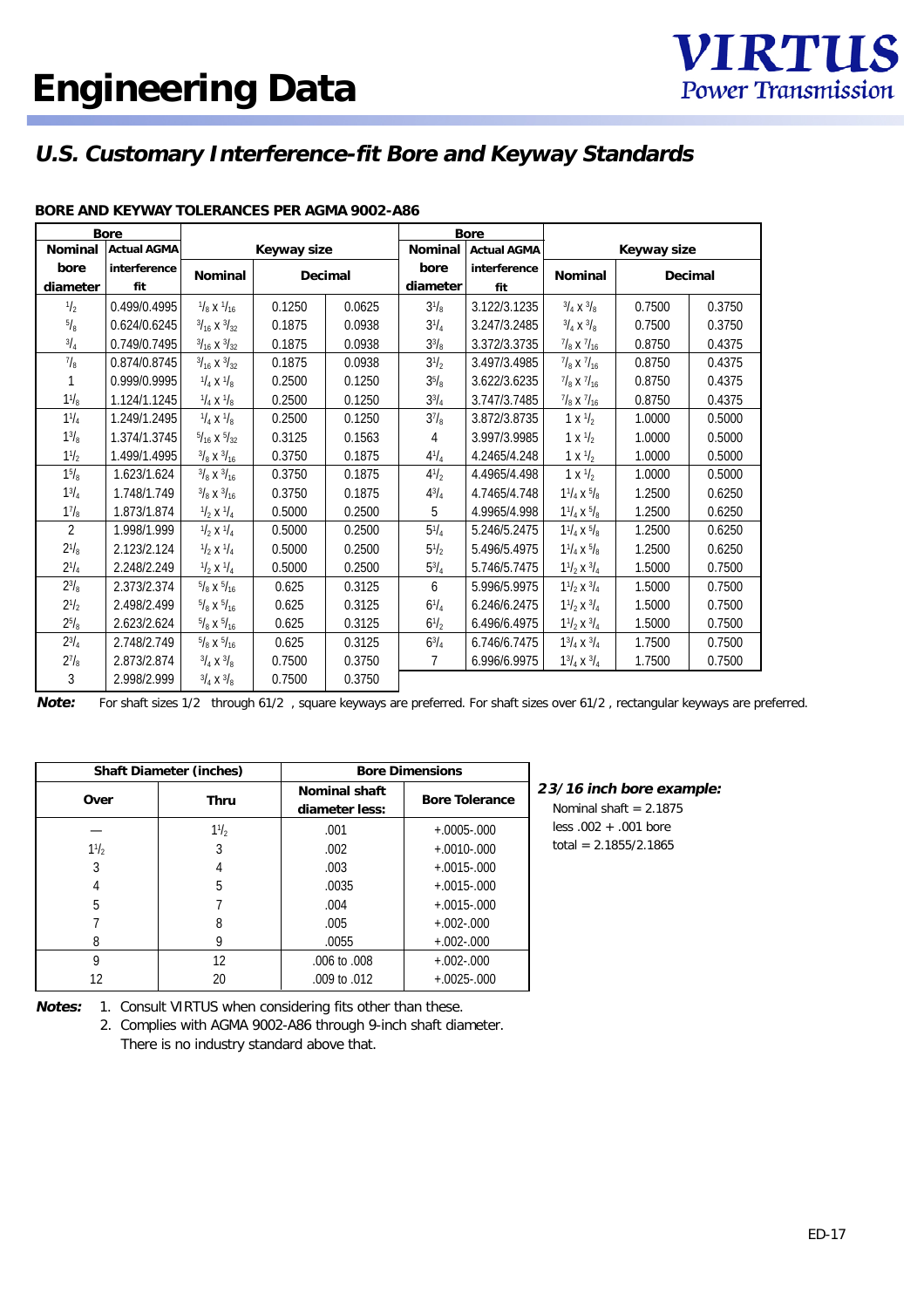# Engineering Data

## U.S. Customary Interference-fit Bore and Keyway Standards

### BORE AND KEYWAY TOLERANCES PER AGMA 9002-A86

| Bore | | Keyway size | | | Bore | | Keyway size | | |
|---|---|---|---|---|---|---|---|---|---|
| Nominal bore diameter | Actual AGMA interference fit | Nominal | Decimal | | Nominal bore diameter | Actual AGMA interference fit | Nominal | Decimal | |
| 1/2 | 0.499/0.4995 | 1/8 x 1/16 | 0.1250 | 0.0625 | 3 1/8 | 3.122/3.1235 | 3/4 x 3/8 | 0.7500 | 0.3750 |
| 5/8 | 0.624/0.6245 | 3/16 x 3/32 | 0.1875 | 0.0938 | 3 1/4 | 3.247/3.2485 | 3/4 x 3/8 | 0.7500 | 0.3750 |
| 3/4 | 0.749/0.7495 | 3/16 x 3/32 | 0.1875 | 0.0938 | 3 3/8 | 3.372/3.3735 | 7/8 x 7/16 | 0.8750 | 0.4375 |
| 7/8 | 0.874/0.8745 | 3/16 x 3/32 | 0.1875 | 0.0938 | 3 1/2 | 3.497/3.4985 | 7/8 x 7/16 | 0.8750 | 0.4375 |
| 1 | 0.999/0.9995 | 1/4 x 1/8 | 0.2500 | 0.1250 | 3 5/8 | 3.622/3.6235 | 7/8 x 7/16 | 0.8750 | 0.4375 |
| 1 1/8 | 1.124/1.1245 | 1/4 x 1/8 | 0.2500 | 0.1250 | 3 3/4 | 3.747/3.7485 | 7/8 x 7/16 | 0.8750 | 0.4375 |
| 1 1/4 | 1.249/1.2495 | 1/4 x 1/8 | 0.2500 | 0.1250 | 3 7/8 | 3.872/3.8735 | 1 x 1/2 | 1.0000 | 0.5000 |
| 1 3/8 | 1.374/1.3745 | 5/16 x 5/32 | 0.3125 | 0.1563 | 4 | 3.997/3.9985 | 1 x 1/2 | 1.0000 | 0.5000 |
| 1 1/2 | 1.499/1.4995 | 3/8 x 3/16 | 0.3750 | 0.1875 | 4 1/4 | 4.2465/4.248 | 1 x 1/2 | 1.0000 | 0.5000 |
| 1 5/8 | 1.623/1.624 | 3/8 x 3/16 | 0.3750 | 0.1875 | 4 1/2 | 4.4965/4.498 | 1 x 1/2 | 1.0000 | 0.5000 |
| 1 3/4 | 1.748/1.749 | 3/8 x 3/16 | 0.3750 | 0.1875 | 4 3/4 | 4.7465/4.748 | 1 1/4 x 5/8 | 1.2500 | 0.6250 |
| 1 7/8 | 1.873/1.874 | 1/2 x 1/4 | 0.5000 | 0.2500 | 5 | 4.9965/4.998 | 1 1/4 x 5/8 | 1.2500 | 0.6250 |
| 2 | 1.998/1.999 | 1/2 x 1/4 | 0.5000 | 0.2500 | 5 1/4 | 5.246/5.2475 | 1 1/4 x 5/8 | 1.2500 | 0.6250 |
| 2 1/8 | 2.123/2.124 | 1/2 x 1/4 | 0.5000 | 0.2500 | 5 1/2 | 5.496/5.4975 | 1 1/4 x 5/8 | 1.2500 | 0.6250 |
| 2 1/4 | 2.248/2.249 | 1/2 x 1/4 | 0.5000 | 0.2500 | 5 3/4 | 5.746/5.7475 | 1 1/2 x 3/4 | 1.5000 | 0.7500 |
| 2 3/8 | 2.373/2.374 | 5/8 x 5/16 | 0.625 | 0.3125 | 6 | 5.996/5.9975 | 1 1/2 x 3/4 | 1.5000 | 0.7500 |
| 2 1/2 | 2.498/2.499 | 5/8 x 5/16 | 0.625 | 0.3125 | 6 1/4 | 6.246/6.2475 | 1 1/2 x 3/4 | 1.5000 | 0.7500 |
| 2 5/8 | 2.623/2.624 | 5/8 x 5/16 | 0.625 | 0.3125 | 6 1/2 | 6.496/6.4975 | 1 1/2 x 3/4 | 1.5000 | 0.7500 |
| 2 3/4 | 2.748/2.749 | 5/8 x 5/16 | 0.625 | 0.3125 | 6 3/4 | 6.746/6.7475 | 1 3/4 x 3/4 | 1.7500 | 0.7500 |
| 2 7/8 | 2.873/2.874 | 3/4 x 3/8 | 0.7500 | 0.3750 | 7 | 6.996/6.9975 | 1 3/4 x 3/4 | 1.7500 | 0.7500 |
| 3 | 2.998/2.999 | 3/4 x 3/8 | 0.7500 | 0.3750 | | | | | |

**Note:** For shaft sizes 1/2 through 61/2 , square keyways are preferred. For shaft sizes over 61/2 , rectangular keyways are preferred.

| Shaft Diameter (inches) | | Bore Dimensions | |
|---|---|---|---|
| Over | Thru | Nominal shaft diameter less: | Bore Tolerance |
| — | 1 1/2 | .001 | +.0005-.000 |
| 1 1/2 | 3 | .002 | +.0010-.000 |
| 3 | 4 | .003 | +.0015-.000 |
| 4 | 5 | .0035 | +.0015-.000 |
| 5 | 7 | .004 | +.0015-.000 |
| 7 | 8 | .005 | +.002-.000 |
| 8 | 9 | .0055 | +.002-.000 |
| 9 | 12 | .006 to .008 | +.002-.000 |
| 12 | 20 | .009 to .012 | +.0025-.000 |

**Notes:**
1. Consult VIRTUS when considering fits other than these.
2. Complies with AGMA 9002-A86 through 9-inch shaft diameter. There is no industry standard above that.

***23/16 inch bore example:***

Nominal shaft = 2.1875
less .002 + .001 bore
total = 2.1855/2.1865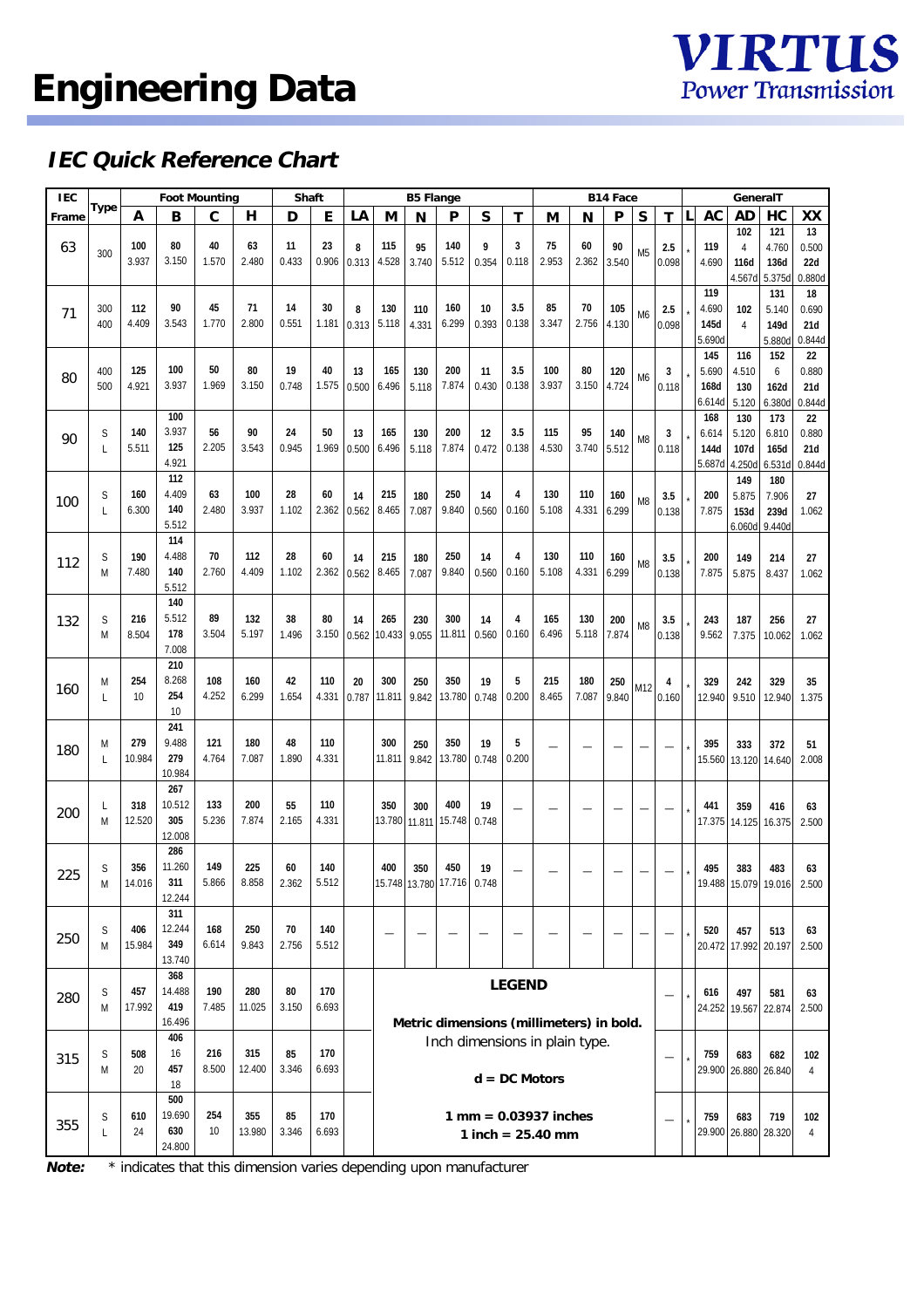# Engineering Data

## IEC Quick Reference Chart

| IEC Frame | Type | Foot Mounting | | | | Shaft | | B5 Flange | | | | | | B14 Face | | | | | GeneralT | | | | |
|---|---|---|---|---|---|---|---|---|---|---|---|---|---|---|---|---|---|---|---|---|---|---|---|
| | | A | B | C | H | D | E | LA | M | N | P | S | T | M | N | P | S | T | L | AC | AD | HC | XX |
| 63 | 300 | **100**<br>3.937 | **80**<br>3.150 | **40**<br>1.570 | **63**<br>2.480 | **11**<br>0.433 | **23**<br>0.906 | **8**<br>0.313 | **115**<br>4.528 | **95**<br>3.740 | **140**<br>5.512 | **9**<br>0.354 | **3**<br>0.118 | **75**<br>2.953 | **60**<br>2.362 | **90**<br>3.540 | M5 | **2.5**<br>0.098 | * | **119**<br>4.690 | **102**<br>4<br>**116d**<br>4.567d | **121**<br>4.760<br>**136d**<br>5.375d | **13**<br>0.500<br>**22d**<br>0.880d |
| 71 | 300<br>400 | **112**<br>4.409 | **90**<br>3.543 | **45**<br>1.770 | **71**<br>2.800 | **14**<br>0.551 | **30**<br>1.181 | **8**<br>0.313 | **130**<br>5.118 | **110**<br>4.331 | **160**<br>6.299 | **10**<br>0.393 | **3.5**<br>0.138 | **85**<br>3.347 | **70**<br>2.756 | **105**<br>4.130 | M6 | **2.5**<br>0.098 | * | **119**<br>4.690<br>**145d**<br>5.690d | **102**<br>4 | **131**<br>5.140<br>**149d**<br>5.880d | **18**<br>0.690<br>**21d**<br>0.844d |
| 80 | 400<br>500 | **125**<br>4.921 | **100**<br>3.937 | **50**<br>1.969 | **80**<br>3.150 | **19**<br>0.748 | **40**<br>1.575 | **13**<br>0.500 | **165**<br>6.496 | **130**<br>5.118 | **200**<br>7.874 | **11**<br>0.430 | **3.5**<br>0.138 | **100**<br>3.937 | **80**<br>3.150 | **120**<br>4.724 | M6 | **3**<br>0.118 | * | **145**<br>5.690<br>**168d**<br>6.614d | **116**<br>4.510<br>**130**<br>5.120 | **152**<br>6<br>**162d**<br>6.380d | **22**<br>0.880<br>**21d**<br>0.844d |
| 90 | S<br>L | **140**<br>5.511 | **100**<br>3.937<br>**125**<br>4.921 | **56**<br>2.205 | **90**<br>3.543 | **24**<br>0.945 | **50**<br>1.969 | **13**<br>0.500 | **165**<br>6.496 | **130**<br>5.118 | **200**<br>7.874 | **12**<br>0.472 | **3.5**<br>0.138 | **115**<br>4.530 | **95**<br>3.740 | **140**<br>5.512 | M8 | **3**<br>0.118 | * | **168**<br>6.614<br>**144d**<br>5.687d | **130**<br>5.120<br>**107d**<br>4.250d | **173**<br>6.810<br>**165d**<br>6.531d | **22**<br>0.880<br>**21d**<br>0.844d |
| 100 | S<br>L | **160**<br>6.300 | **112**<br>4.409<br>**140**<br>5.512 | **63**<br>2.480 | **100**<br>3.937 | **28**<br>1.102 | **60**<br>2.362 | **14**<br>0.562 | **215**<br>8.465 | **180**<br>7.087 | **250**<br>9.840 | **14**<br>0.560 | **4**<br>0.160 | **130**<br>5.108 | **110**<br>4.331 | **160**<br>6.299 | M8 | **3.5**<br>0.138 | * | **200**<br>7.875 | **149**<br>5.875<br>**153d**<br>6.060d | **180**<br>7.906<br>**239d**<br>9.440d | **27**<br>1.062 |
| 112 | S<br>M | **190**<br>7.480 | **114**<br>4.488<br>**140**<br>5.512 | **70**<br>2.760 | **112**<br>4.409 | **28**<br>1.102 | **60**<br>2.362 | **14**<br>0.562 | **215**<br>8.465 | **180**<br>7.087 | **250**<br>9.840 | **14**<br>0.560 | **4**<br>0.160 | **130**<br>5.108 | **110**<br>4.331 | **160**<br>6.299 | M8 | **3.5**<br>0.138 | * | **200**<br>7.875 | **149**<br>5.875 | **214**<br>8.437 | **27**<br>1.062 |
| 132 | S<br>M | **216**<br>8.504 | **140**<br>5.512<br>**178**<br>7.008 | **89**<br>3.504 | **132**<br>5.197 | **38**<br>1.496 | **80**<br>3.150 | **14**<br>0.562 | **265**<br>10.433 | **230**<br>9.055 | **300**<br>11.811 | **14**<br>0.560 | **4**<br>0.160 | **165**<br>6.496 | **130**<br>5.118 | **200**<br>7.874 | M8 | **3.5**<br>0.138 | * | **243**<br>9.562 | **187**<br>7.375 | **256**<br>10.062 | **27**<br>1.062 |
| 160 | M<br>L | **254**<br>10 | **210**<br>8.268<br>**254**<br>10 | **108**<br>4.252 | **160**<br>6.299 | **42**<br>1.654 | **110**<br>4.331 | **20**<br>0.787 | **300**<br>11.811 | **250**<br>9.842 | **350**<br>13.780 | **19**<br>0.748 | **5**<br>0.200 | **215**<br>8.465 | **180**<br>7.087 | **250**<br>9.840 | M12 | **4**<br>0.160 | * | **329**<br>12.940 | **242**<br>9.510 | **329**<br>12.940 | **35**<br>1.375 |
| 180 | M<br>L | **279**<br>10.984 | **241**<br>9.488<br>**279**<br>10.984 | **121**<br>4.764 | **180**<br>7.087 | **48**<br>1.890 | **110**<br>4.331 | | **300**<br>11.811 | **250**<br>9.842 | **350**<br>13.780 | **19**<br>0.748 | **5**<br>0.200 | — | — | — | — | — | * | **395**<br>15.560 | **333**<br>13.120 | **372**<br>14.640 | **51**<br>2.008 |
| 200 | L<br>M | **318**<br>12.520 | **267**<br>10.512<br>**305**<br>12.008 | **133**<br>5.236 | **200**<br>7.874 | **55**<br>2.165 | **110**<br>4.331 | | **350**<br>13.780 | **300**<br>11.811 | **400**<br>15.748 | **19**<br>0.748 | — | — | — | — | — | — | * | **441**<br>17.375 | **359**<br>14.125 | **416**<br>16.375 | **63**<br>2.500 |
| 225 | S<br>M | **356**<br>14.016 | **286**<br>11.260<br>**311**<br>12.244 | **149**<br>5.866 | **225**<br>8.858 | **60**<br>2.362 | **140**<br>5.512 | | **400**<br>15.748 | **350**<br>13.780 | **450**<br>17.716 | **19**<br>0.748 | — | — | — | — | — | — | * | **495**<br>19.488 | **383**<br>15.079 | **483**<br>19.016 | **63**<br>2.500 |
| 250 | S<br>M | **406**<br>15.984 | **311**<br>12.244<br>**349**<br>13.740 | **168**<br>6.614 | **250**<br>9.843 | **70**<br>2.756 | **140**<br>5.512 | | — | — | — | — | — | — | — | — | — | — | * | **520**<br>20.472 | **457**<br>17.992 | **513**<br>20.197 | **63**<br>2.500 |
| 280 | S<br>M | **457**<br>17.992 | **368**<br>14.488<br>**419**<br>16.496 | **190**<br>7.485 | **280**<br>11.025 | **80**<br>3.150 | **170**<br>6.693 | | | | | | | | | | | — | * | **616**<br>24.252 | **497**<br>19.567 | **581**<br>22.874 | **63**<br>2.500 |
| 315 | S<br>M | **508**<br>20 | **406**<br>16<br>**457**<br>18 | **216**<br>8.500 | **315**<br>12.400 | **85**<br>3.346 | **170**<br>6.693 | | | | | | | | | | | — | * | **759**<br>29.900 | **683**<br>26.880 | **682**<br>26.840 | **102**<br>4 |
| 355 | S<br>L | **610**<br>24 | **500**<br>19.690<br>**630**<br>24.800 | **254**<br>10 | **355**<br>13.980 | **85**<br>3.346 | **170**<br>6.693 | | | | | | | | | | | — | * | **759**<br>29.900 | **683**<br>26.880 | **719**<br>28.320 | **102**<br>4 |

**LEGEND**

**Metric dimensions (millimeters) in bold.**
Inch dimensions in plain type.

**d = DC Motors**

**1 mm = 0.03937 inches**
**1 inch = 25.40 mm**

***Note:*** * indicates that this dimension varies depending upon manufacturer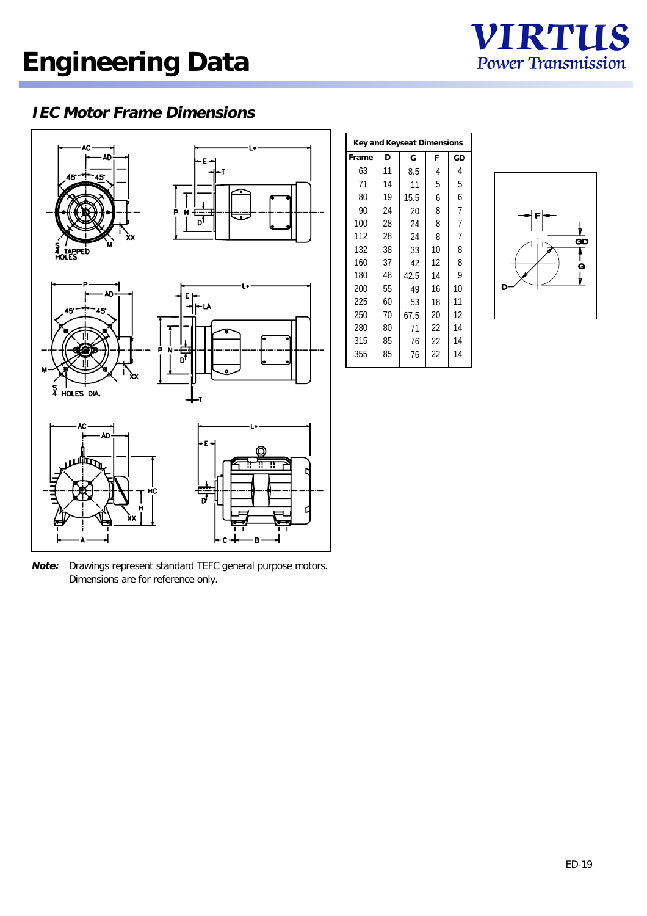# Engineering Data

## IEC Motor Frame Dimensions

| Key and Keyseat Dimensions | | | | |
|---|---|---|---|---|
| Frame | D | G | F | GD |
| 63 | 11 | 8.5 | 4 | 4 |
| 71 | 14 | 11 | 5 | 5 |
| 80 | 19 | 15.5 | 6 | 6 |
| 90 | 24 | 20 | 8 | 7 |
| 100 | 28 | 24 | 8 | 7 |
| 112 | 28 | 24 | 8 | 7 |
| 132 | 38 | 33 | 10 | 8 |
| 160 | 37 | 42 | 12 | 8 |
| 180 | 48 | 42.5 | 14 | 9 |
| 200 | 55 | 49 | 16 | 10 |
| 225 | 60 | 53 | 18 | 11 |
| 250 | 70 | 67.5 | 20 | 12 |
| 280 | 80 | 71 | 22 | 14 |
| 315 | 85 | 76 | 22 | 14 |
| 355 | 85 | 76 | 22 | 14 |

***Note:*** Drawings represent standard TEFC general purpose motors. Dimensions are for reference only.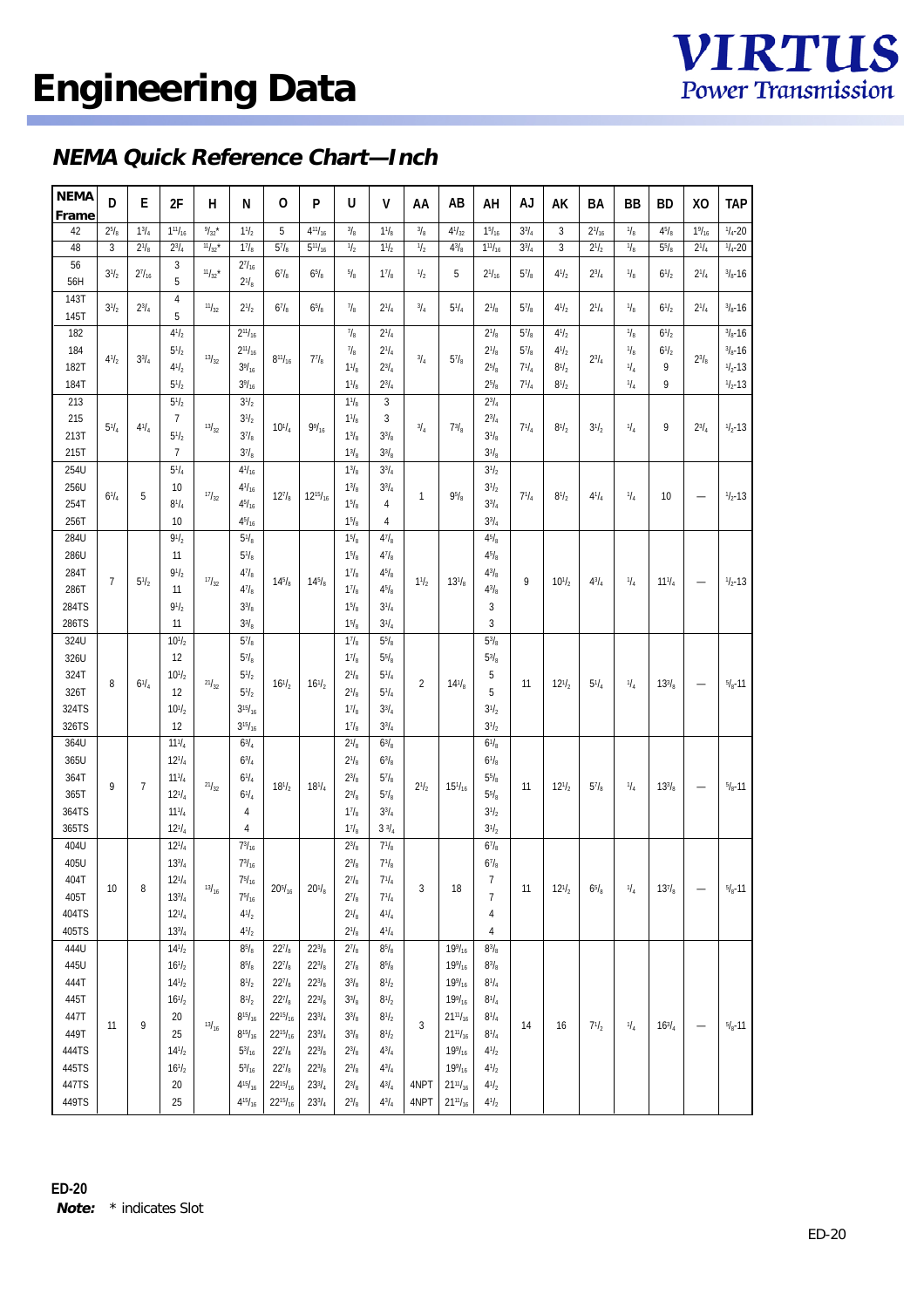# Engineering Data

## NEMA Quick Reference Chart—Inch

| NEMA Frame | D | E | 2F | H | N | O | P | U | V | AA | AB | AH | AJ | AK | BA | BB | BD | XO | TAP |
|---|---|---|---|---|---|---|---|---|---|---|---|---|---|---|---|---|---|---|---|
| 42 | 2 5/8 | 1 3/4 | 1 11/16 | 9/32* | 1 1/2 | 5 | 4 11/16 | 3/8 | 1 1/8 | 3/8 | 4 1/32 | 1 5/16 | 3 3/4 | 3 | 2 1/16 | 1/8 | 4 5/8 | 1 9/16 | 1/4-20 |
| 48 | 3 | 2 1/8 | 2 3/4 | 11/32* | 1 7/8 | 5 7/8 | 5 11/16 | 1/2 | 1 1/2 | 1/2 | 4 3/8 | 1 11/16 | 3 3/4 | 3 | 2 1/2 | 1/8 | 5 5/8 | 2 1/4 | 1/4-20 |
| 56 | 3 1/2 | 2 7/16 | 3 | 11/32* | 2 7/16 | 6 7/8 | 6 5/8 | 5/8 | 1 7/8 | 1/2 | 5 | 2 1/16 | 5 7/8 | 4 1/2 | 2 3/4 | 1/8 | 6 1/2 | 2 1/4 | 3/8-16 |
| 56H | | | 5 | | 2 1/8 | | | | | | | | | | | | | | |
| 143T | 3 1/2 | 2 3/4 | 4 | 11/32 | 2 1/2 | 6 7/8 | 6 5/8 | 7/8 | 2 1/4 | 3/4 | 5 1/4 | 2 1/8 | 5 7/8 | 4 1/2 | 2 1/4 | 1/8 | 6 1/2 | 2 1/4 | 3/8-16 |
| 145T | | | 5 | | | | | | | | | | | | | | | | |
| 182 | 4 1/2 | 3 3/4 | 4 1/2 | 13/32 | 2 11/16 | 8 11/16 | 7 7/8 | 7/8 | 2 1/4 | 3/4 | 5 7/8 | 2 1/8 | 5 7/8 | 4 1/2 | 2 3/4 | 1/8 | 6 1/2 | 2 3/8 | 3/8-16 |
| 184 | | | 5 1/2 | | 2 11/16 | | | 7/8 | 2 1/4 | | | 2 1/8 | 5 7/8 | 4 1/2 | | 1/8 | 6 1/2 | | 3/8-16 |
| 182T | | | 4 1/2 | | 3 9/16 | | | 1 1/8 | 2 3/4 | | | 2 5/8 | 7 1/4 | 8 1/2 | | 1/4 | 9 | | 1/2-13 |
| 184T | | | 5 1/2 | | 3 9/16 | | | 1 1/8 | 2 3/4 | | | 2 5/8 | 7 1/4 | 8 1/2 | | 1/4 | 9 | | 1/2-13 |
| 213 | 5 1/4 | 4 1/4 | 5 1/2 | 13/32 | 3 1/2 | 10 1/4 | 9 9/16 | 1 1/8 | 3 | 3/4 | 7 3/8 | 2 3/4 | 7 1/4 | 8 1/2 | 3 1/2 | 1/4 | 9 | 2 3/4 | 1/2-13 |
| 215 | | | 7 | | 3 1/2 | | | 1 1/8 | 3 | | | 2 3/4 | | | | | | | |
| 213T | | | 5 1/2 | | 3 7/8 | | | 1 3/8 | 3 3/8 | | | 3 1/8 | | | | | | | |
| 215T | | | 7 | | 3 7/8 | | | 1 3/8 | 3 3/8 | | | 3 1/8 | | | | | | | |
| 254U | 6 1/4 | 5 | 5 1/4 | 17/32 | 4 1/16 | 12 7/8 | 12 15/16 | 1 3/8 | 3 3/4 | 1 | 9 5/8 | 3 1/2 | 7 1/4 | 8 1/2 | 4 1/4 | 1/4 | 10 | — | 1/2-13 |
| 256U | | | 10 | | 4 1/16 | | | 1 3/8 | 3 3/4 | | | 3 1/2 | | | | | | | |
| 254T | | | 8 1/4 | | 4 5/16 | | | 1 5/8 | 4 | | | 3 3/4 | | | | | | | |
| 256T | | | 10 | | 4 5/16 | | | 1 5/8 | 4 | | | 3 3/4 | | | | | | | |
| 284U | 7 | 5 1/2 | 9 1/2 | 17/32 | 5 1/8 | 14 5/8 | 14 5/8 | 1 5/8 | 4 7/8 | 1 1/2 | 13 1/8 | 4 5/8 | 9 | 10 1/2 | 4 3/4 | 1/4 | 11 1/4 | — | 1/2-13 |
| 286U | | | 11 | | 5 1/8 | | | 1 5/8 | 4 7/8 | | | 4 5/8 | | | | | | | |
| 284T | | | 9 1/2 | | 4 7/8 | | | 1 7/8 | 4 5/8 | | | 4 3/8 | | | | | | | |
| 286T | | | 11 | | 4 7/8 | | | 1 7/8 | 4 5/8 | | | 4 3/8 | | | | | | | |
| 284TS | | | 9 1/2 | | 3 3/8 | | | 1 5/8 | 3 1/4 | | | 3 | | | | | | | |
| 286TS | | | 11 | | 3 3/8 | | | 1 5/8 | 3 1/4 | | | 3 | | | | | | | |
| 324U | 8 | 6 1/4 | 10 1/2 | 21/32 | 5 7/8 | 16 1/2 | 16 1/2 | 1 7/8 | 5 5/8 | 2 | 14 1/8 | 5 3/8 | 11 | 12 1/2 | 5 1/4 | 1/4 | 13 3/8 | — | 5/8-11 |
| 326U | | | 12 | | 5 7/8 | | | 1 7/8 | 5 5/8 | | | 5 3/8 | | | | | | | |
| 324T | | | 10 1/2 | | 5 1/2 | | | 2 1/8 | 5 1/4 | | | 5 | | | | | | | |
| 326T | | | 12 | | 5 1/2 | | | 2 1/8 | 5 1/4 | | | 5 | | | | | | | |
| 324TS | | | 10 1/2 | | 3 15/16 | | | 1 7/8 | 3 3/4 | | | 3 1/2 | | | | | | | |
| 326TS | | | 12 | | 3 15/16 | | | 1 7/8 | 3 3/4 | | | 3 1/2 | | | | | | | |
| 364U | 9 | 7 | 11 1/4 | 21/32 | 6 3/4 | 18 1/2 | 18 1/4 | 2 1/8 | 6 3/8 | 2 1/2 | 15 1/16 | 6 1/8 | 11 | 12 1/2 | 5 7/8 | 1/4 | 13 3/8 | — | 5/8-11 |
| 365U | | | 12 1/4 | | 6 3/4 | | | 2 1/8 | 6 3/8 | | | 6 1/8 | | | | | | | |
| 364T | | | 11 1/4 | | 6 1/4 | | | 2 3/8 | 5 7/8 | | | 5 5/8 | | | | | | | |
| 365T | | | 12 1/4 | | 6 1/4 | | | 2 3/8 | 5 7/8 | | | 5 5/8 | | | | | | | |
| 364TS | | | 11 1/4 | | 4 | | | 1 7/8 | 3 3/4 | | | 3 1/2 | | | | | | | |
| 365TS | | | 12 1/4 | | 4 | | | 1 7/8 | 3 3/4 | | | 3 1/2 | | | | | | | |
| 404U | 10 | 8 | 12 1/4 | 13/16 | 7 3/16 | 20 5/16 | 20 1/8 | 2 3/8 | 7 1/8 | 3 | 18 | 6 7/8 | 11 | 12 1/2 | 6 5/8 | 1/4 | 13 7/8 | — | 5/8-11 |
| 405U | | | 13 3/4 | | 7 3/16 | | | 2 3/8 | 7 1/8 | | | 6 7/8 | | | | | | | |
| 404T | | | 12 1/4 | | 7 5/16 | | | 2 7/8 | 7 1/4 | | | 7 | | | | | | | |
| 405T | | | 13 3/4 | | 7 5/16 | | | 2 7/8 | 7 1/4 | | | 7 | | | | | | | |
| 404TS | | | 12 1/4 | | 4 1/2 | | | 2 1/8 | 4 1/4 | | | 4 | | | | | | | |
| 405TS | | | 13 3/4 | | 4 1/2 | | | 2 1/8 | 4 1/4 | | | 4 | | | | | | | |
| 444U | 11 | 9 | 14 1/2 | 13/16 | 8 5/8 | 22 7/8 | 22 3/8 | 2 7/8 | 8 5/8 | 3 | 19 9/16 | 8 3/8 | 14 | 16 | 7 1/2 | 1/4 | 16 3/4 | — | 5/8-11 |
| 445U | | | 16 1/2 | | 8 5/8 | 22 7/8 | 22 3/8 | 2 7/8 | 8 5/8 | | 19 9/16 | 8 3/8 | | | | | | | |
| 444T | | | 14 1/2 | | 8 1/2 | 22 7/8 | 22 3/8 | 3 3/8 | 8 1/2 | | 19 9/16 | 8 1/4 | | | | | | | |
| 445T | | | 16 1/2 | | 8 1/2 | 22 7/8 | 22 3/8 | 3 3/8 | 8 1/2 | | 19 9/16 | 8 1/4 | | | | | | | |
| 447T | | | 20 | | 8 15/16 | 22 15/16 | 23 3/4 | 3 3/8 | 8 1/2 | | 21 11/16 | 8 1/4 | | | | | | | |
| 449T | | | 25 | | 8 15/16 | 22 15/16 | 23 3/4 | 3 3/8 | 8 1/2 | | 21 11/16 | 8 1/4 | | | | | | | |
| 444TS | | | 14 1/2 | | 5 3/16 | 22 7/8 | 22 3/8 | 2 3/8 | 4 3/4 | | 19 9/16 | 4 1/2 | | | | | | | |
| 445TS | | | 16 1/2 | | 5 3/16 | 22 7/8 | 22 3/8 | 2 3/8 | 4 3/4 | | 19 9/16 | 4 1/2 | | | | | | | |
| 447TS | | | 20 | | 4 15/16 | 22 15/16 | 23 3/4 | 2 3/8 | 4 3/4 | 4NPT | 21 11/16 | 4 1/2 | | | | | | | |
| 449TS | | | 25 | | 4 15/16 | 22 15/16 | 23 3/4 | 2 3/8 | 4 3/4 | 4NPT | 21 11/16 | 4 1/2 | | | | | | | |

ED-20

***Note:*** * indicates Slot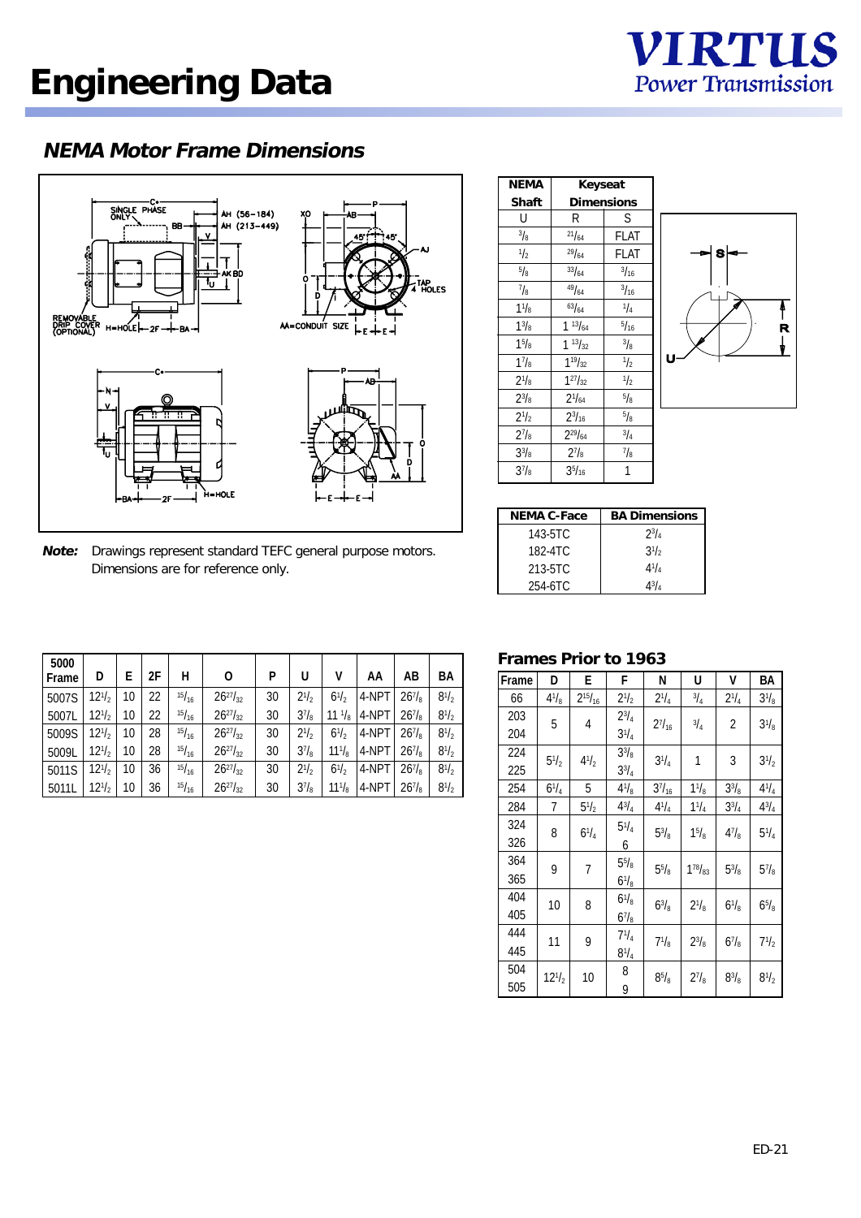# Engineering Data

## NEMA Motor Frame Dimensions

SINGLE PHASE ONLY

C•

AH (56–184)

AH (213–449)

BB

V

AK BD

U

REMOVABLE DRIP COVER (OPTIONAL)

H=HOLE

2F

BA

XO

AB

P

45°

45°

AJ

O

D

TAP 4 HOLES

AA=CONDUIT SIZE

E

E

C•

N

V

U

BA

2F

H=HOLE

P

AB

O

D

AA

E

E

**Note:** Drawings represent standard TEFC general purpose motors. Dimensions are for reference only.

| NEMA Shaft | Keyseat Dimensions | |
|---|---|---|
| U | R | S |
| 3/8 | 21/64 | FLAT |
| 1/2 | 29/64 | FLAT |
| 5/8 | 33/64 | 3/16 |
| 7/8 | 49/64 | 3/16 |
| 1 1/8 | 63/64 | 1/4 |
| 1 3/8 | 1 13/64 | 5/16 |
| 1 5/8 | 1 13/32 | 3/8 |
| 1 7/8 | 1 19/32 | 1/2 |
| 2 1/8 | 1 27/32 | 1/2 |
| 2 3/8 | 2 1/64 | 5/8 |
| 2 1/2 | 2 3/16 | 5/8 |
| 2 7/8 | 2 29/64 | 3/4 |
| 3 3/8 | 2 7/8 | 7/8 |
| 3 7/8 | 3 5/16 | 1 |

S

R

U

| NEMA C-Face | BA Dimensions |
|---|---|
| 143-5TC | 2 3/4 |
| 182-4TC | 3 1/2 |
| 213-5TC | 4 1/4 |
| 254-6TC | 4 3/4 |

| 5000 Frame | D | E | 2F | H | O | P | U | V | AA | AB | BA |
|---|---|---|---|---|---|---|---|---|---|---|---|
| 5007S | 12 1/2 | 10 | 22 | 15/16 | 26 27/32 | 30 | 2 1/2 | 6 1/2 | 4-NPT | 26 7/8 | 8 1/2 |
| 5007L | 12 1/2 | 10 | 22 | 15/16 | 26 27/32 | 30 | 3 7/8 | 11 1/8 | 4-NPT | 26 7/8 | 8 1/2 |
| 5009S | 12 1/2 | 10 | 28 | 15/16 | 26 27/32 | 30 | 2 1/2 | 6 1/2 | 4-NPT | 26 7/8 | 8 1/2 |
| 5009L | 12 1/2 | 10 | 28 | 15/16 | 26 27/32 | 30 | 3 7/8 | 11 1/8 | 4-NPT | 26 7/8 | 8 1/2 |
| 5011S | 12 1/2 | 10 | 36 | 15/16 | 26 27/32 | 30 | 2 1/2 | 6 1/2 | 4-NPT | 26 7/8 | 8 1/2 |
| 5011L | 12 1/2 | 10 | 36 | 15/16 | 26 27/32 | 30 | 3 7/8 | 11 1/8 | 4-NPT | 26 7/8 | 8 1/2 |

### Frames Prior to 1963

| Frame | D | E | F | N | U | V | BA |
|---|---|---|---|---|---|---|---|
| 66 | 4 1/8 | 2 15/16 | 2 1/2 | 2 1/4 | 3/4 | 2 1/4 | 3 1/8 |
| 203 / 204 | 5 | 4 | 2 3/4 / 3 1/4 | 2 7/16 | 3/4 | 2 | 3 1/8 |
| 224 / 225 | 5 1/2 | 4 1/2 | 3 3/8 / 3 3/4 | 3 1/4 | 1 | 3 | 3 1/2 |
| 254 | 6 1/4 | 5 | 4 1/8 | 3 7/16 | 1 1/8 | 3 3/8 | 4 1/4 |
| 284 | 7 | 5 1/2 | 4 3/4 | 4 1/4 | 1 1/4 | 3 3/4 | 4 3/4 |
| 324 / 326 | 8 | 6 1/4 | 5 1/4 / 6 | 5 3/8 | 1 5/8 | 4 7/8 | 5 1/4 |
| 364 / 365 | 9 | 7 | 5 5/8 / 6 1/8 | 5 5/8 | 1 78/83 | 5 3/8 | 5 7/8 |
| 404 / 405 | 10 | 8 | 6 1/8 / 6 7/8 | 6 3/8 | 2 1/8 | 6 1/8 | 6 5/8 |
| 444 / 445 | 11 | 9 | 7 1/4 / 8 1/4 | 7 1/8 | 2 3/8 | 6 7/8 | 7 1/2 |
| 504 / 505 | 12 1/2 | 10 | 8 / 9 | 8 5/8 | 2 7/8 | 8 3/8 | 8 1/2 |